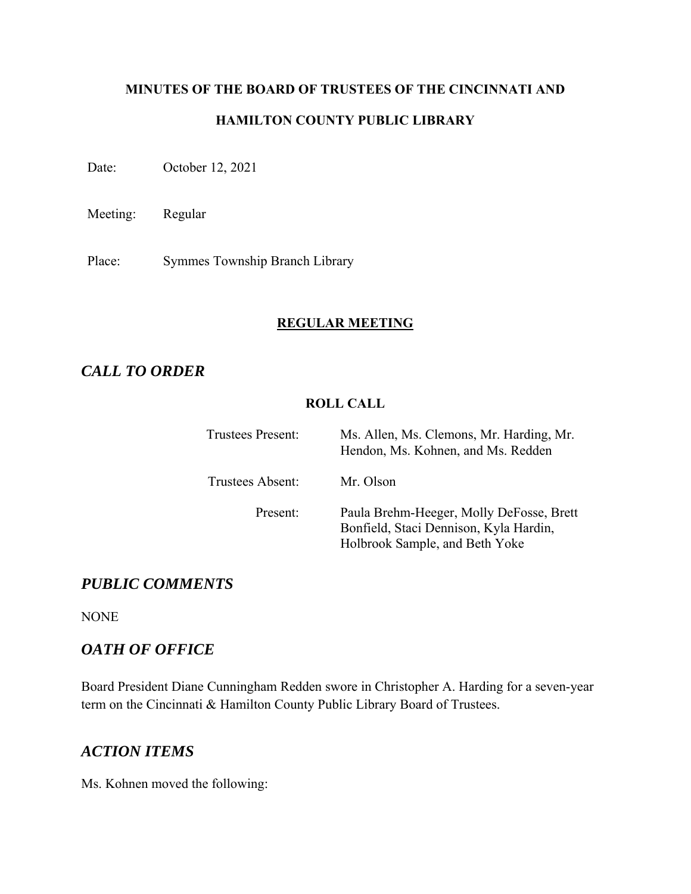**MINUTES OF THE BOARD OF TRUSTEES OF THE CINCINNATI AND HAMILTON COUNTY PUBLIC LIBRARY**

Date: October 12, 2021

Meeting: Regular

Place: Symmes Township Branch Library

## REGULAR MEETING

## *CALL TO ORDER*

**ROLL CALL**

Trustees Present: Ms. Allen, Ms. Clemons, Mr. Harding, Mr. Hendon, Ms. Kohnen, and Ms. Redden

Trustees Absent: Mr. Olson

Present: Paula Brehm-Heeger, Molly DeFosse, Brett Bonfield, Staci Dennison, Kyla Hardin, Holbrook Sample, and Beth Yoke

## *PUBLIC COMMENTS*

NONE

## *OATH OF OFFICE*

Board President Diane Cunningham Redden swore in Christopher A. Harding for a seven-year term on the Cincinnati & Hamilton County Public Library Board of Trustees.

## *ACTION ITEMS*

Ms. Kohnen moved the following: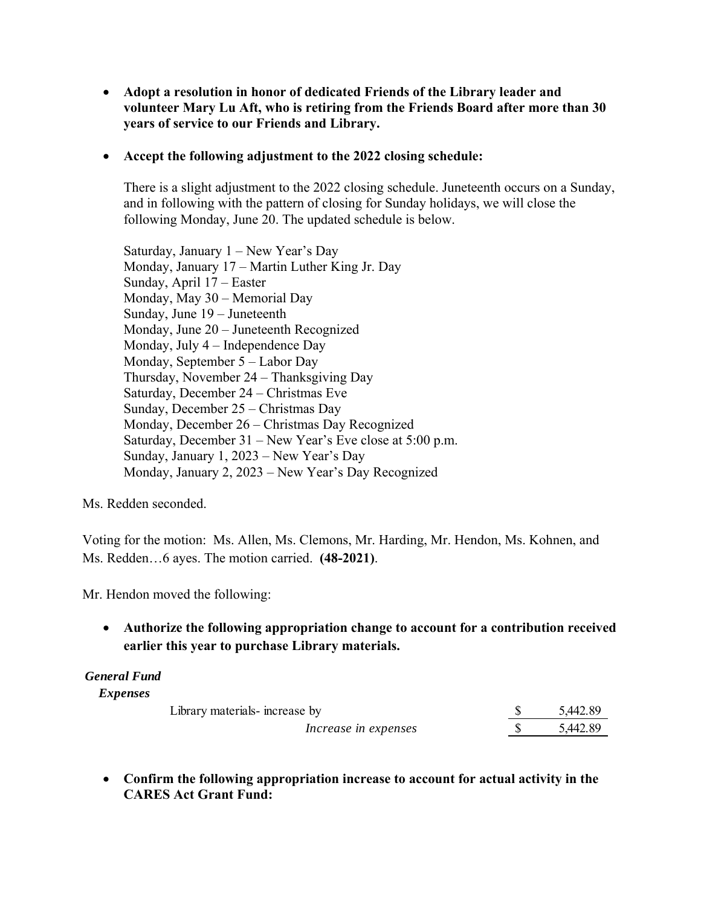- **Adopt a resolution in honor of dedicated Friends of the Library leader and volunteer Mary Lu Aft, who is retiring from the Friends Board after more than 30 years of service to our Friends and Library.**

- **Accept the following adjustment to the 2022 closing schedule:**

  There is a slight adjustment to the 2022 closing schedule. Juneteenth occurs on a Sunday, and in following with the pattern of closing for Sunday holidays, we will close the following Monday, June 20. The updated schedule is below.

  Saturday, January 1 – New Year's Day
  Monday, January 17 – Martin Luther King Jr. Day
  Sunday, April 17 – Easter
  Monday, May 30 – Memorial Day
  Sunday, June 19 – Juneteenth
  Monday, June 20 – Juneteenth Recognized
  Monday, July 4 – Independence Day
  Monday, September 5 – Labor Day
  Thursday, November 24 – Thanksgiving Day
  Saturday, December 24 – Christmas Eve
  Sunday, December 25 – Christmas Day
  Monday, December 26 – Christmas Day Recognized
  Saturday, December 31 – New Year's Eve close at 5:00 p.m.
  Sunday, January 1, 2023 – New Year's Day
  Monday, January 2, 2023 – New Year's Day Recognized

Ms. Redden seconded.

Voting for the motion: Ms. Allen, Ms. Clemons, Mr. Harding, Mr. Hendon, Ms. Kohnen, and Ms. Redden…6 ayes. The motion carried. **(48-2021)**.

Mr. Hendon moved the following:

- **Authorize the following appropriation change to account for a contribution received earlier this year to purchase Library materials.**

***General Fund***

***Expenses***

| | | |
|---|---|---|
| Library materials- increase by | $ | 5,442.89 |
| *Increase in expenses* | $ | 5,442.89 |

- **Confirm the following appropriation increase to account for actual activity in the CARES Act Grant Fund:**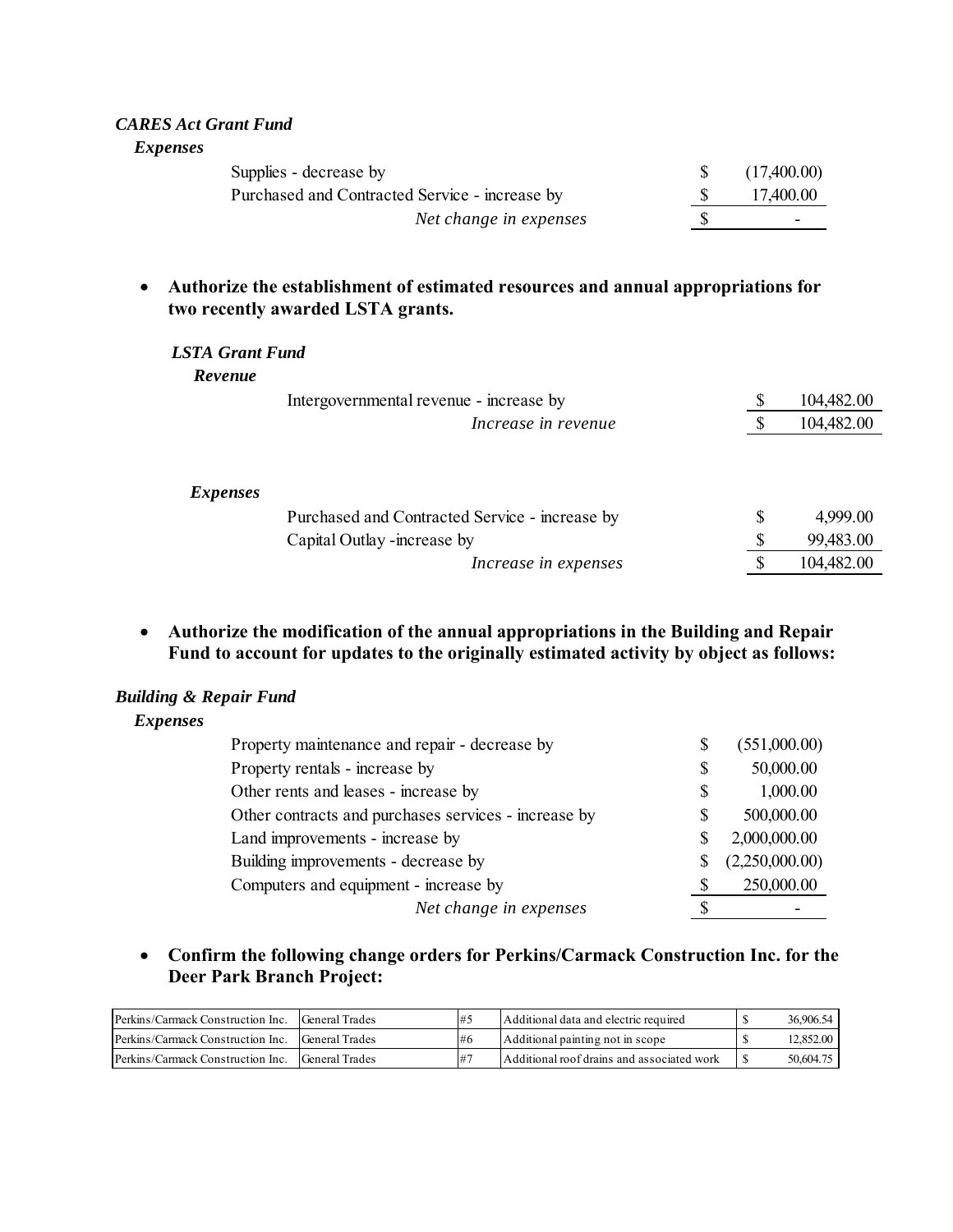***CARES Act Grant Fund***

***Expenses***

| | | |
|---|---|---|
| Supplies - decrease by | $ | (17,400.00) |
| Purchased and Contracted Service - increase by | $ | 17,400.00 |
| *Net change in expenses* | $ | - |

- **Authorize the establishment of estimated resources and annual appropriations for two recently awarded LSTA grants.**

***LSTA Grant Fund***

***Revenue***

| | | |
|---|---|---|
| Intergovernmental revenue - increase by | $ | 104,482.00 |
| *Increase in revenue* | $ | 104,482.00 |

***Expenses***

| | | |
|---|---|---|
| Purchased and Contracted Service - increase by | $ | 4,999.00 |
| Capital Outlay -increase by | $ | 99,483.00 |
| *Increase in expenses* | $ | 104,482.00 |

- **Authorize the modification of the annual appropriations in the Building and Repair Fund to account for updates to the originally estimated activity by object as follows:**

***Building & Repair Fund***

***Expenses***

| | | |
|---|---|---|
| Property maintenance and repair - decrease by | $ | (551,000.00) |
| Property rentals - increase by | $ | 50,000.00 |
| Other rents and leases - increase by | $ | 1,000.00 |
| Other contracts and purchases services - increase by | $ | 500,000.00 |
| Land improvements - increase by | $ | 2,000,000.00 |
| Building improvements - decrease by | $ | (2,250,000.00) |
| Computers and equipment - increase by | $ | 250,000.00 |
| *Net change in expenses* | $ | - |

- **Confirm the following change orders for Perkins/Carmack Construction Inc. for the Deer Park Branch Project:**

| | | | | | |
|---|---|---|---|---|---|
| Perkins/Carmack Construction Inc. | General Trades | #5 | Additional data and electric required | $ | 36,906.54 |
| Perkins/Carmack Construction Inc. | General Trades | #6 | Additional painting not in scope | $ | 12,852.00 |
| Perkins/Carmack Construction Inc. | General Trades | #7 | Additional roof drains and associated work | $ | 50,604.75 |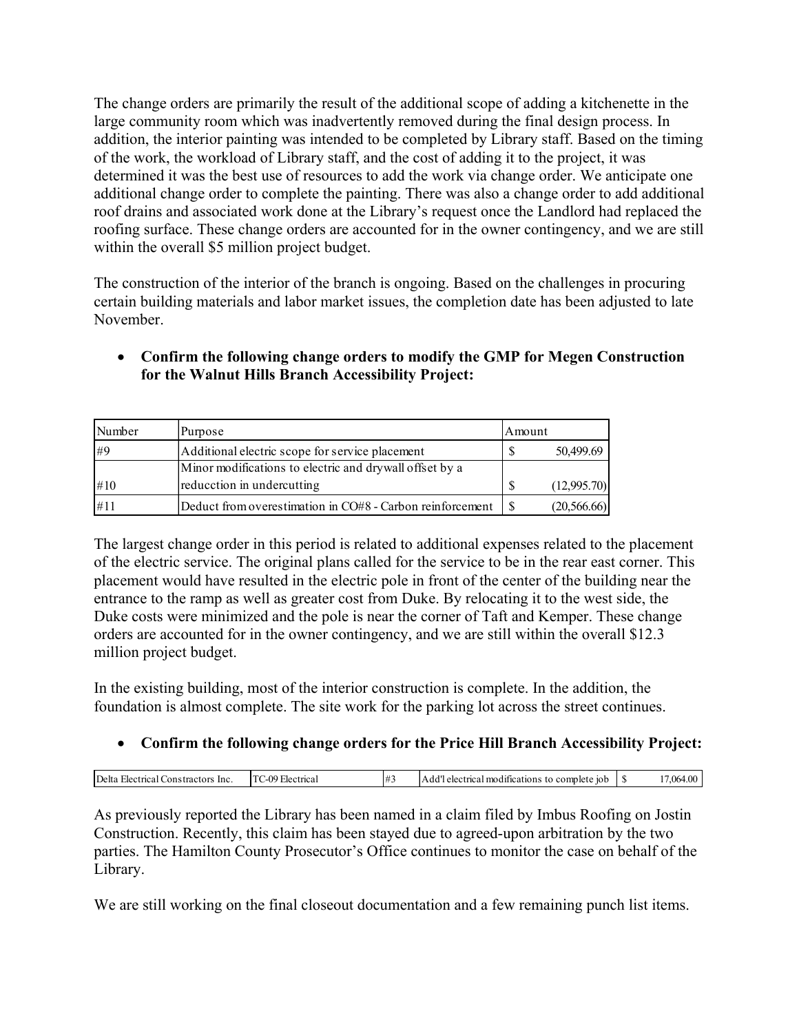The change orders are primarily the result of the additional scope of adding a kitchenette in the large community room which was inadvertently removed during the final design process. In addition, the interior painting was intended to be completed by Library staff. Based on the timing of the work, the workload of Library staff, and the cost of adding it to the project, it was determined it was the best use of resources to add the work via change order. We anticipate one additional change order to complete the painting. There was also a change order to add additional roof drains and associated work done at the Library's request once the Landlord had replaced the roofing surface. These change orders are accounted for in the owner contingency, and we are still within the overall $5 million project budget.

The construction of the interior of the branch is ongoing. Based on the challenges in procuring certain building materials and labor market issues, the completion date has been adjusted to late November.

- **Confirm the following change orders to modify the GMP for Megen Construction for the Walnut Hills Branch Accessibility Project:**

| Number | Purpose | Amount |
|---|---|---|
| #9 | Additional electric scope for service placement | $ 50,499.69 |
| #10 | Minor modifications to electric and drywall offset by a reducction in undercutting | $ (12,995.70) |
| #11 | Deduct from overestimation in CO#8 - Carbon reinforcement | $ (20,566.66) |

The largest change order in this period is related to additional expenses related to the placement of the electric service. The original plans called for the service to be in the rear east corner. This placement would have resulted in the electric pole in front of the center of the building near the entrance to the ramp as well as greater cost from Duke. By relocating it to the west side, the Duke costs were minimized and the pole is near the corner of Taft and Kemper. These change orders are accounted for in the owner contingency, and we are still within the overall $12.3 million project budget.

In the existing building, most of the interior construction is complete. In the addition, the foundation is almost complete. The site work for the parking lot across the street continues.

- **Confirm the following change orders for the Price Hill Branch Accessibility Project:**

| | | | | |
|---|---|---|---|---|
| Delta Electrical Constractors Inc. | TC-09 Electrical | #3 | Add'l electrical modifications to complete job | $ 17,064.00 |

As previously reported the Library has been named in a claim filed by Imbus Roofing on Jostin Construction. Recently, this claim has been stayed due to agreed-upon arbitration by the two parties. The Hamilton County Prosecutor's Office continues to monitor the case on behalf of the Library.

We are still working on the final closeout documentation and a few remaining punch list items.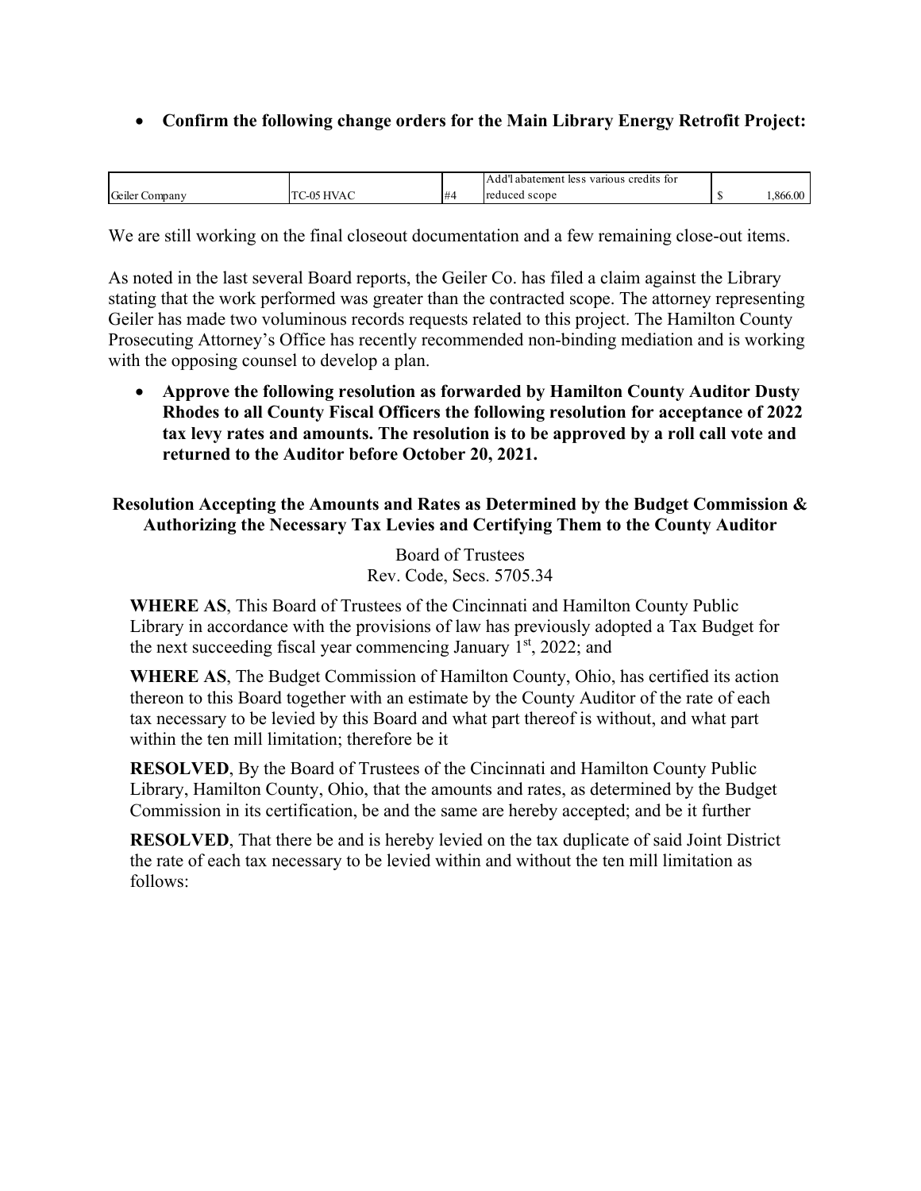- **Confirm the following change orders for the Main Library Energy Retrofit Project:**

| | | | | |
|---|---|---|---|---|
| Geiler Company | TC-05 HVAC | #4 | Add'l abatement less various credits for reduced scope | $ 1,866.00 |

We are still working on the final closeout documentation and a few remaining close-out items.

As noted in the last several Board reports, the Geiler Co. has filed a claim against the Library stating that the work performed was greater than the contracted scope. The attorney representing Geiler has made two voluminous records requests related to this project. The Hamilton County Prosecuting Attorney's Office has recently recommended non-binding mediation and is working with the opposing counsel to develop a plan.

- **Approve the following resolution as forwarded by Hamilton County Auditor Dusty Rhodes to all County Fiscal Officers the following resolution for acceptance of 2022 tax levy rates and amounts. The resolution is to be approved by a roll call vote and returned to the Auditor before October 20, 2021.**

**Resolution Accepting the Amounts and Rates as Determined by the Budget Commission & Authorizing the Necessary Tax Levies and Certifying Them to the County Auditor**

Board of Trustees
Rev. Code, Secs. 5705.34

**WHERE AS**, This Board of Trustees of the Cincinnati and Hamilton County Public Library in accordance with the provisions of law has previously adopted a Tax Budget for the next succeeding fiscal year commencing January 1st, 2022; and

**WHERE AS**, The Budget Commission of Hamilton County, Ohio, has certified its action thereon to this Board together with an estimate by the County Auditor of the rate of each tax necessary to be levied by this Board and what part thereof is without, and what part within the ten mill limitation; therefore be it

**RESOLVED**, By the Board of Trustees of the Cincinnati and Hamilton County Public Library, Hamilton County, Ohio, that the amounts and rates, as determined by the Budget Commission in its certification, be and the same are hereby accepted; and be it further

**RESOLVED**, That there be and is hereby levied on the tax duplicate of said Joint District the rate of each tax necessary to be levied within and without the ten mill limitation as follows: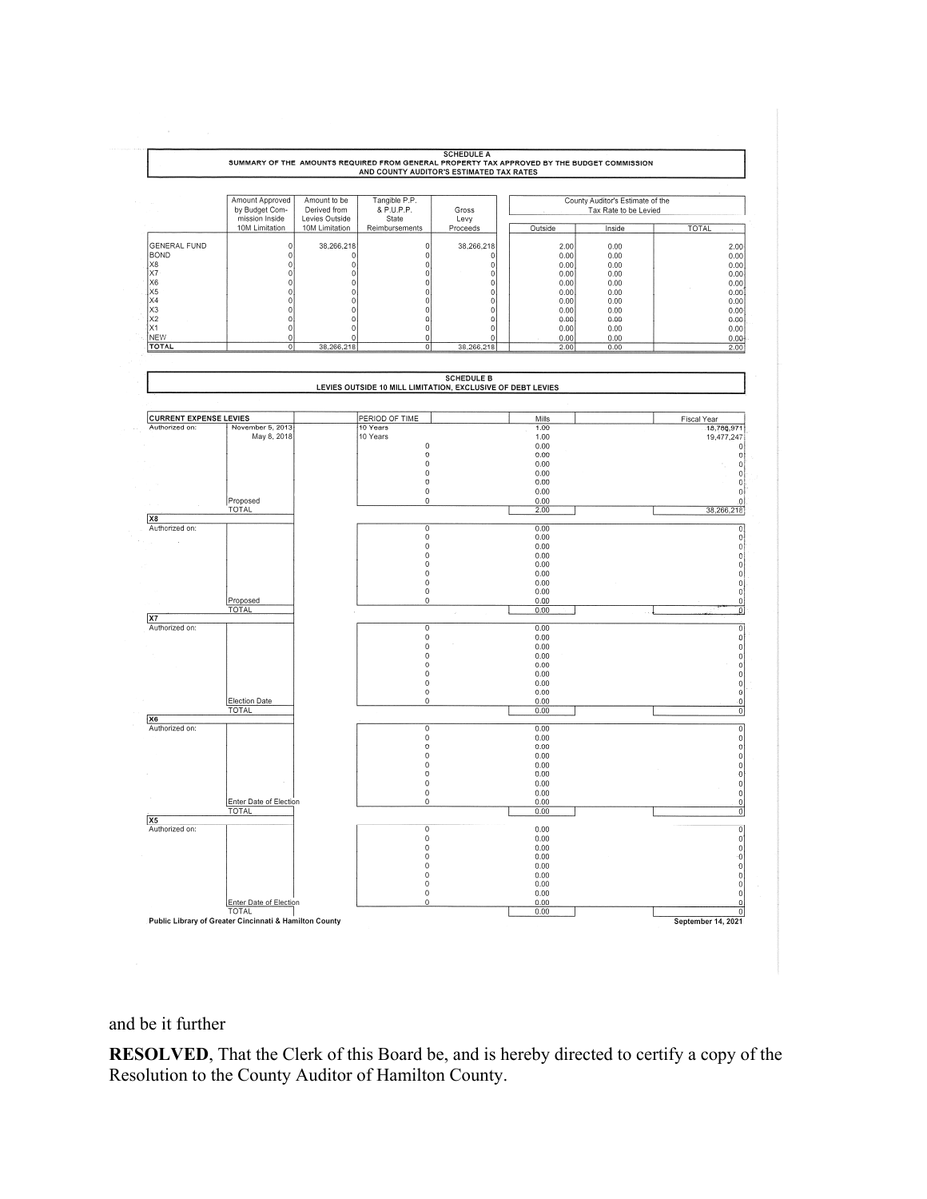## SCHEDULE A

### SUMMARY OF THE AMOUNTS REQUIRED FROM GENERAL PROPERTY TAX APPROVED BY THE BUDGET COMMISSION AND COUNTY AUDITOR'S ESTIMATED TAX RATES

| | Amount Approved by Budget Commission Inside 10M Limitation | Amount to be Derived from Levies Outside 10M Limitation | Tangible P.P. & P.U.P.P. State Reimbursements | Gross Levy Proceeds | County Auditor's Estimate of the Tax Rate to be Levied | | |
|---|---|---|---|---|---|---|---|
| | | | | | Outside | Inside | TOTAL |
| GENERAL FUND | 0 | 38,266,218 | 0 | 38,266,218 | 2.00 | 0.00 | 2.00 |
| BOND | 0 | 0 | 0 | 0 | 0.00 | 0.00 | 0.00 |
| X8 | 0 | 0 | 0 | 0 | 0.00 | 0.00 | 0.00 |
| X7 | 0 | 0 | 0 | 0 | 0.00 | 0.00 | 0.00 |
| X6 | 0 | 0 | 0 | 0 | 0.00 | 0.00 | 0.00 |
| X5 | 0 | 0 | 0 | 0 | 0.00 | 0.00 | 0.00 |
| X4 | 0 | 0 | 0 | 0 | 0.00 | 0.00 | 0.00 |
| X3 | 0 | 0 | 0 | 0 | 0.00 | 0.00 | 0.00 |
| X2 | 0 | 0 | 0 | 0 | 0.00 | 0.00 | 0.00 |
| X1 | 0 | 0 | 0 | 0 | 0.00 | 0.00 | 0.00 |
| NEW | 0 | 0 | 0 | 0 | 0.00 | 0.00 | 0.00 |
| TOTAL | 0 | 38,266,218 | 0 | 38,266,218 | 2.00 | 0.00 | 2.00 |

## SCHEDULE B

### LEVIES OUTSIDE 10 MILL LIMITATION, EXCLUSIVE OF DEBT LEVIES

| CURRENT EXPENSE LEVIES | | PERIOD OF TIME | Mills | Fiscal Year |
|---|---|---|---|---|
| Authorized on: | November 5, 2013 | 10 Years | 1.00 | 18,788,971 |
| | May 8, 2018 | 10 Years | 1.00 | 19,477,247 |
| | | 0 | 0.00 | 0 |
| | | 0 | 0.00 | 0 |
| | | 0 | 0.00 | 0 |
| | | 0 | 0.00 | 0 |
| | | 0 | 0.00 | 0 |
| | | 0 | 0.00 | 0 |
| | Proposed | 0 | 0.00 | 0 |
| | TOTAL | | 2.00 | 38,266,218 |
| **X8** | | | | |
| Authorized on: | | 0 | 0.00 | 0 |
| | | 0 | 0.00 | 0 |
| | | 0 | 0.00 | 0 |
| | | 0 | 0.00 | 0 |
| | | 0 | 0.00 | 0 |
| | | 0 | 0.00 | 0 |
| | | 0 | 0.00 | 0 |
| | | 0 | 0.00 | 0 |
| | Proposed | 0 | 0.00 | 0 |
| | TOTAL | | 0.00 | 0 |
| **X7** | | | | |
| Authorized on: | | 0 | 0.00 | 0 |
| | | 0 | 0.00 | 0 |
| | | 0 | 0.00 | 0 |
| | | 0 | 0.00 | 0 |
| | | 0 | 0.00 | 0 |
| | | 0 | 0.00 | 0 |
| | | 0 | 0.00 | 0 |
| | | 0 | 0.00 | 0 |
| | Election Date | 0 | 0.00 | 0 |
| | TOTAL | | 0.00 | 0 |
| **X6** | | | | |
| Authorized on: | | 0 | 0.00 | 0 |
| | | 0 | 0.00 | 0 |
| | | 0 | 0.00 | 0 |
| | | 0 | 0.00 | 0 |
| | | 0 | 0.00 | 0 |
| | | 0 | 0.00 | 0 |
| | | 0 | 0.00 | 0 |
| | | 0 | 0.00 | 0 |
| | Enter Date of Election | 0 | 0.00 | 0 |
| | TOTAL | | 0.00 | 0 |
| **X5** | | | | |
| Authorized on: | | 0 | 0.00 | 0 |
| | | 0 | 0.00 | 0 |
| | | 0 | 0.00 | 0 |
| | | 0 | 0.00 | 0 |
| | | 0 | 0.00 | 0 |
| | | 0 | 0.00 | 0 |
| | | 0 | 0.00 | 0 |
| | | 0 | 0.00 | 0 |
| | Enter Date of Election | 0 | 0.00 | 0 |
| | TOTAL | | 0.00 | 0 |

Public Library of Greater Cincinnati & Hamilton County — September 14, 2021

and be it further

**RESOLVED**, That the Clerk of this Board be, and is hereby directed to certify a copy of the Resolution to the County Auditor of Hamilton County.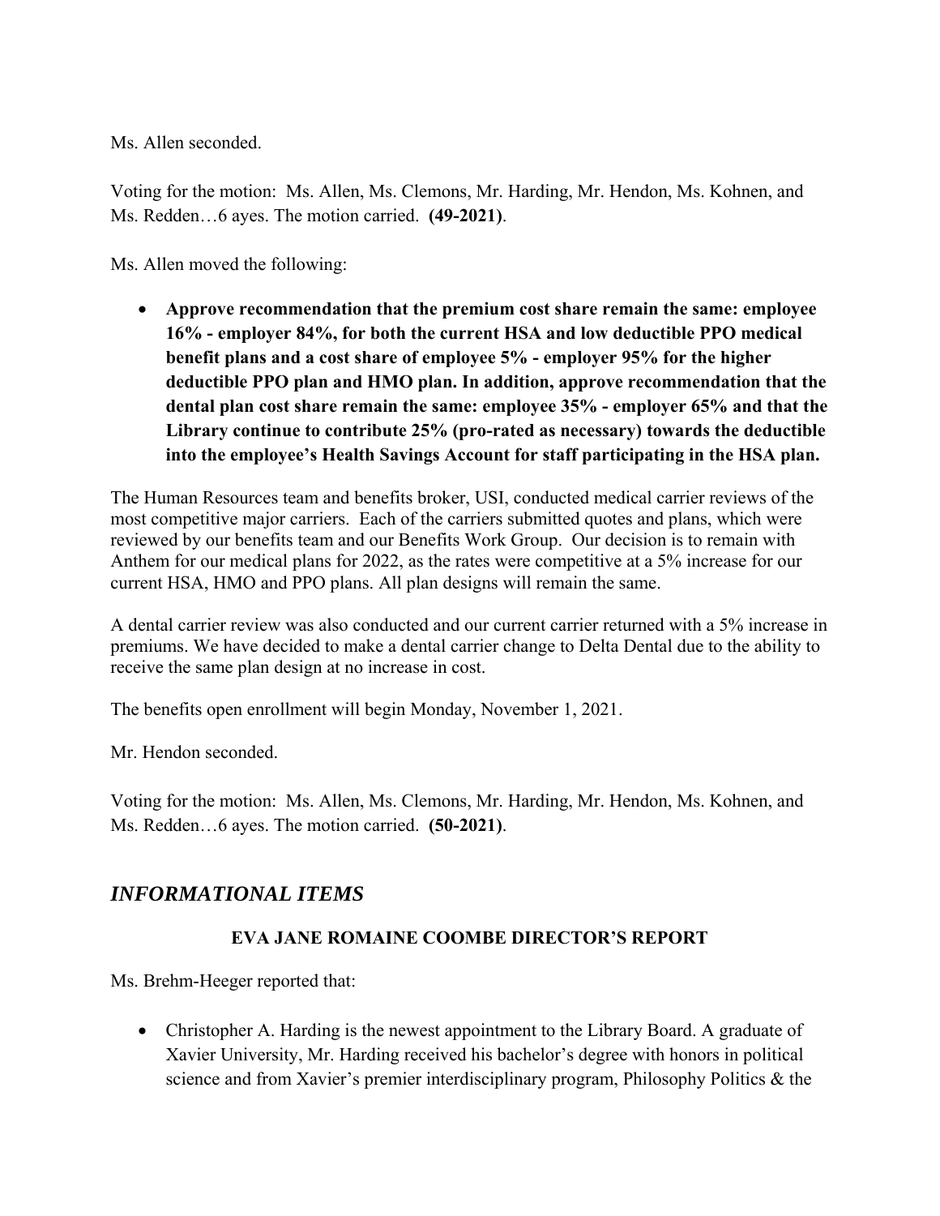Ms. Allen seconded.

Voting for the motion: Ms. Allen, Ms. Clemons, Mr. Harding, Mr. Hendon, Ms. Kohnen, and Ms. Redden…6 ayes. The motion carried. **(49-2021)**.

Ms. Allen moved the following:

- **Approve recommendation that the premium cost share remain the same: employee 16% - employer 84%, for both the current HSA and low deductible PPO medical benefit plans and a cost share of employee 5% - employer 95% for the higher deductible PPO plan and HMO plan. In addition, approve recommendation that the dental plan cost share remain the same: employee 35% - employer 65% and that the Library continue to contribute 25% (pro-rated as necessary) towards the deductible into the employee's Health Savings Account for staff participating in the HSA plan.**

The Human Resources team and benefits broker, USI, conducted medical carrier reviews of the most competitive major carriers. Each of the carriers submitted quotes and plans, which were reviewed by our benefits team and our Benefits Work Group. Our decision is to remain with Anthem for our medical plans for 2022, as the rates were competitive at a 5% increase for our current HSA, HMO and PPO plans. All plan designs will remain the same.

A dental carrier review was also conducted and our current carrier returned with a 5% increase in premiums. We have decided to make a dental carrier change to Delta Dental due to the ability to receive the same plan design at no increase in cost.

The benefits open enrollment will begin Monday, November 1, 2021.

Mr. Hendon seconded.

Voting for the motion: Ms. Allen, Ms. Clemons, Mr. Harding, Mr. Hendon, Ms. Kohnen, and Ms. Redden…6 ayes. The motion carried. **(50-2021)**.

## *INFORMATIONAL ITEMS*

### EVA JANE ROMAINE COOMBE DIRECTOR'S REPORT

Ms. Brehm-Heeger reported that:

- Christopher A. Harding is the newest appointment to the Library Board. A graduate of Xavier University, Mr. Harding received his bachelor's degree with honors in political science and from Xavier's premier interdisciplinary program, Philosophy Politics & the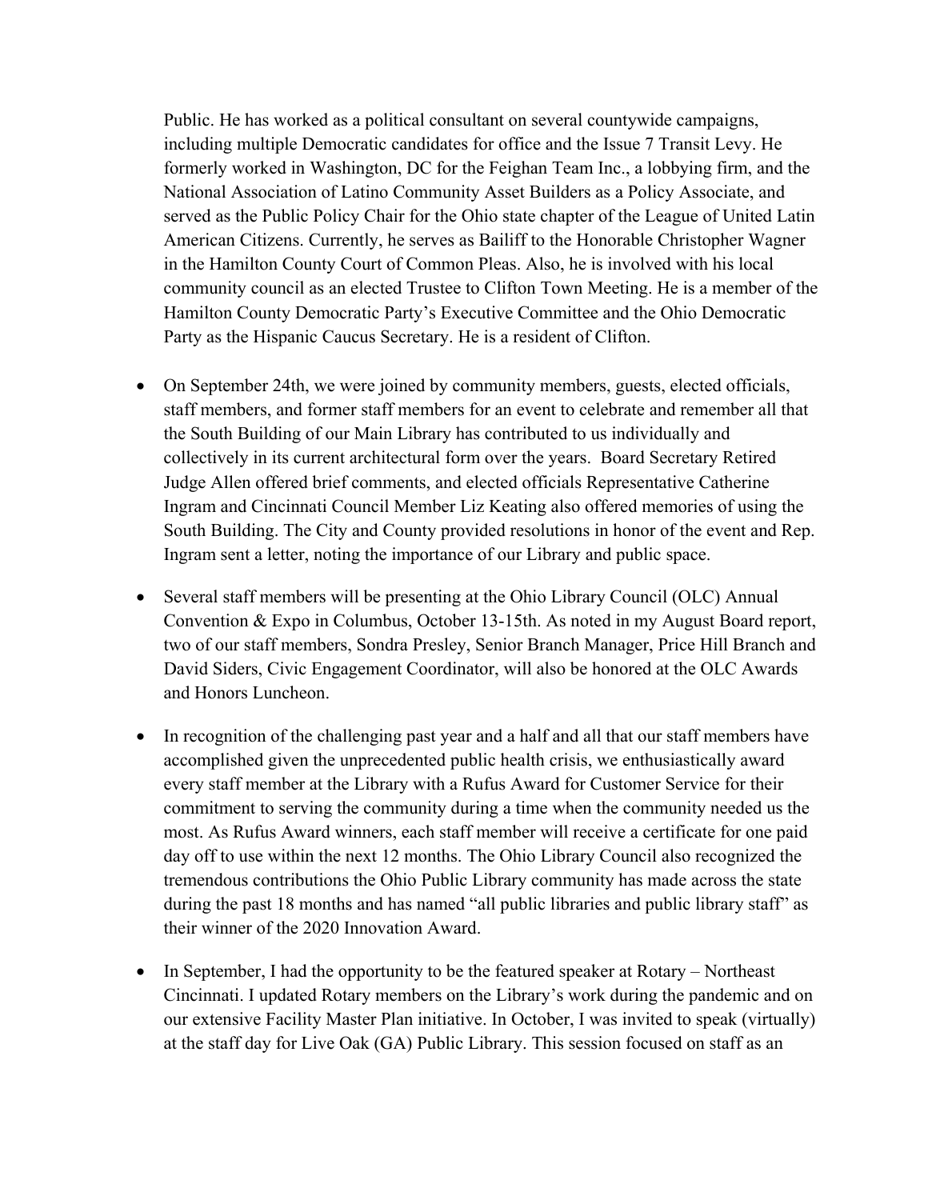Public. He has worked as a political consultant on several countywide campaigns, including multiple Democratic candidates for office and the Issue 7 Transit Levy. He formerly worked in Washington, DC for the Feighan Team Inc., a lobbying firm, and the National Association of Latino Community Asset Builders as a Policy Associate, and served as the Public Policy Chair for the Ohio state chapter of the League of United Latin American Citizens. Currently, he serves as Bailiff to the Honorable Christopher Wagner in the Hamilton County Court of Common Pleas. Also, he is involved with his local community council as an elected Trustee to Clifton Town Meeting. He is a member of the Hamilton County Democratic Party's Executive Committee and the Ohio Democratic Party as the Hispanic Caucus Secretary. He is a resident of Clifton.

- On September 24th, we were joined by community members, guests, elected officials, staff members, and former staff members for an event to celebrate and remember all that the South Building of our Main Library has contributed to us individually and collectively in its current architectural form over the years. Board Secretary Retired Judge Allen offered brief comments, and elected officials Representative Catherine Ingram and Cincinnati Council Member Liz Keating also offered memories of using the South Building. The City and County provided resolutions in honor of the event and Rep. Ingram sent a letter, noting the importance of our Library and public space.

- Several staff members will be presenting at the Ohio Library Council (OLC) Annual Convention & Expo in Columbus, October 13-15th. As noted in my August Board report, two of our staff members, Sondra Presley, Senior Branch Manager, Price Hill Branch and David Siders, Civic Engagement Coordinator, will also be honored at the OLC Awards and Honors Luncheon.

- In recognition of the challenging past year and a half and all that our staff members have accomplished given the unprecedented public health crisis, we enthusiastically award every staff member at the Library with a Rufus Award for Customer Service for their commitment to serving the community during a time when the community needed us the most. As Rufus Award winners, each staff member will receive a certificate for one paid day off to use within the next 12 months. The Ohio Library Council also recognized the tremendous contributions the Ohio Public Library community has made across the state during the past 18 months and has named "all public libraries and public library staff" as their winner of the 2020 Innovation Award.

- In September, I had the opportunity to be the featured speaker at Rotary – Northeast Cincinnati. I updated Rotary members on the Library's work during the pandemic and on our extensive Facility Master Plan initiative. In October, I was invited to speak (virtually) at the staff day for Live Oak (GA) Public Library. This session focused on staff as an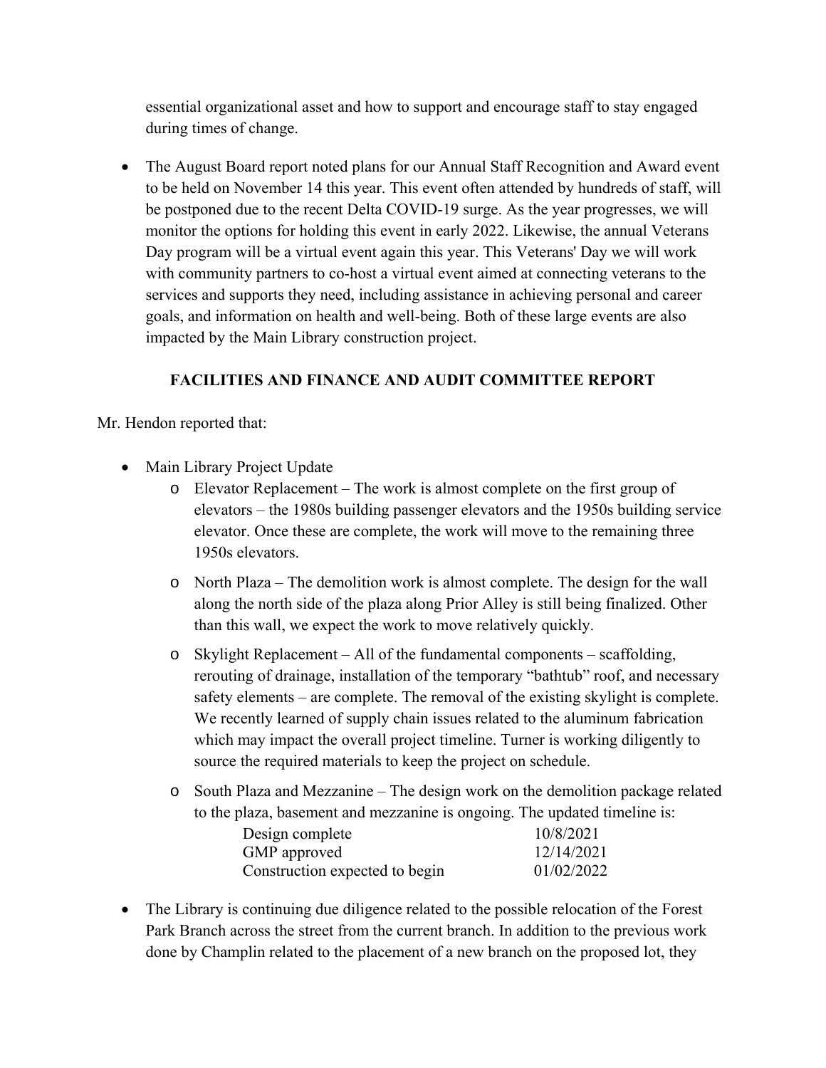essential organizational asset and how to support and encourage staff to stay engaged during times of change.

- The August Board report noted plans for our Annual Staff Recognition and Award event to be held on November 14 this year. This event often attended by hundreds of staff, will be postponed due to the recent Delta COVID-19 surge. As the year progresses, we will monitor the options for holding this event in early 2022. Likewise, the annual Veterans Day program will be a virtual event again this year. This Veterans' Day we will work with community partners to co-host a virtual event aimed at connecting veterans to the services and supports they need, including assistance in achieving personal and career goals, and information on health and well-being. Both of these large events are also impacted by the Main Library construction project.

## FACILITIES AND FINANCE AND AUDIT COMMITTEE REPORT

Mr. Hendon reported that:

- Main Library Project Update
  - Elevator Replacement – The work is almost complete on the first group of elevators – the 1980s building passenger elevators and the 1950s building service elevator. Once these are complete, the work will move to the remaining three 1950s elevators.
  - North Plaza – The demolition work is almost complete. The design for the wall along the north side of the plaza along Prior Alley is still being finalized. Other than this wall, we expect the work to move relatively quickly.
  - Skylight Replacement – All of the fundamental components – scaffolding, rerouting of drainage, installation of the temporary "bathtub" roof, and necessary safety elements – are complete. The removal of the existing skylight is complete. We recently learned of supply chain issues related to the aluminum fabrication which may impact the overall project timeline. Turner is working diligently to source the required materials to keep the project on schedule.
  - South Plaza and Mezzanine – The design work on the demolition package related to the plaza, basement and mezzanine is ongoing. The updated timeline is:

    | | |
    |---|---|
    | Design complete | 10/8/2021 |
    | GMP approved | 12/14/2021 |
    | Construction expected to begin | 01/02/2022 |

- The Library is continuing due diligence related to the possible relocation of the Forest Park Branch across the street from the current branch. In addition to the previous work done by Champlin related to the placement of a new branch on the proposed lot, they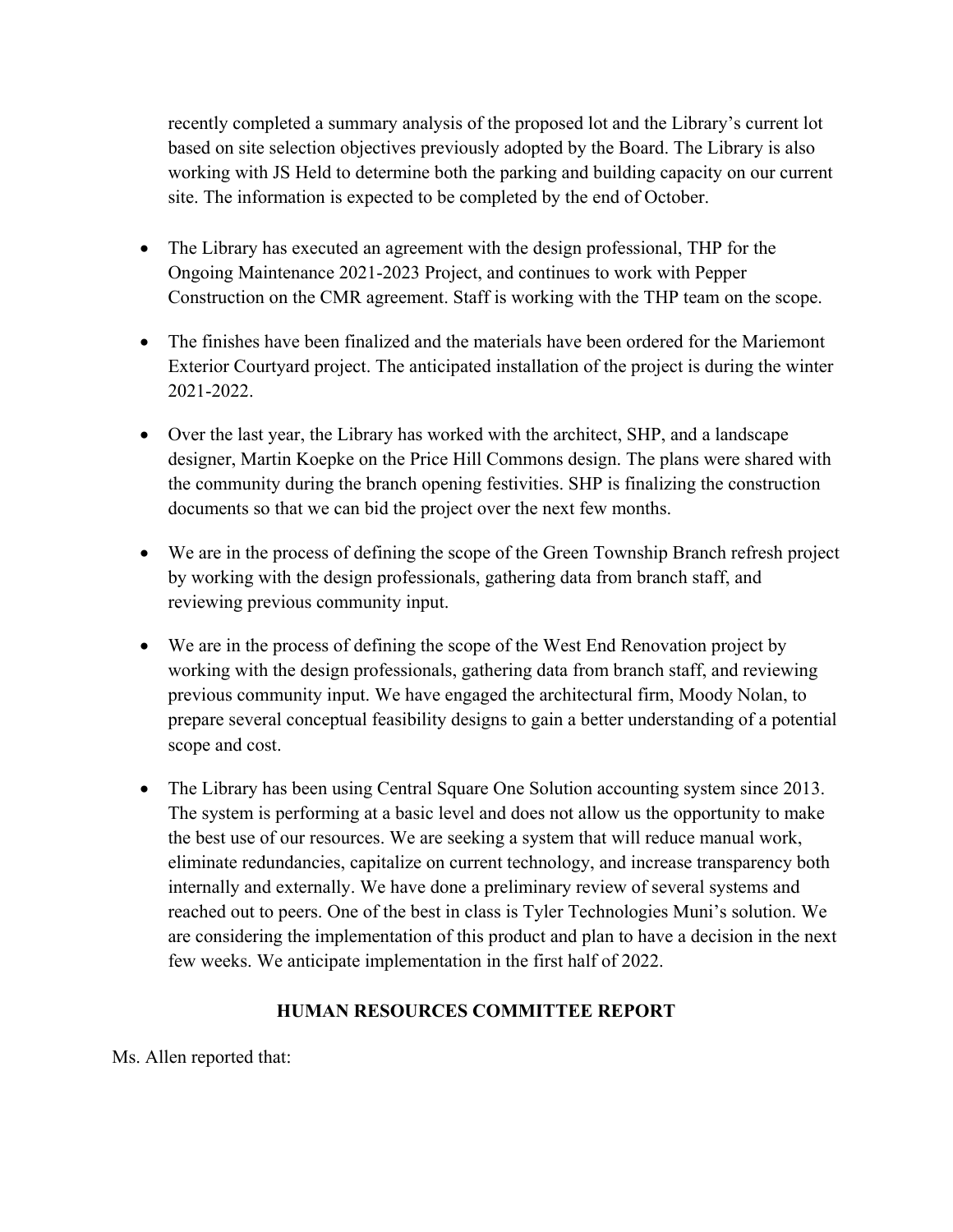recently completed a summary analysis of the proposed lot and the Library's current lot based on site selection objectives previously adopted by the Board. The Library is also working with JS Held to determine both the parking and building capacity on our current site. The information is expected to be completed by the end of October.

- The Library has executed an agreement with the design professional, THP for the Ongoing Maintenance 2021-2023 Project, and continues to work with Pepper Construction on the CMR agreement. Staff is working with the THP team on the scope.

- The finishes have been finalized and the materials have been ordered for the Mariemont Exterior Courtyard project. The anticipated installation of the project is during the winter 2021-2022.

- Over the last year, the Library has worked with the architect, SHP, and a landscape designer, Martin Koepke on the Price Hill Commons design. The plans were shared with the community during the branch opening festivities. SHP is finalizing the construction documents so that we can bid the project over the next few months.

- We are in the process of defining the scope of the Green Township Branch refresh project by working with the design professionals, gathering data from branch staff, and reviewing previous community input.

- We are in the process of defining the scope of the West End Renovation project by working with the design professionals, gathering data from branch staff, and reviewing previous community input. We have engaged the architectural firm, Moody Nolan, to prepare several conceptual feasibility designs to gain a better understanding of a potential scope and cost.

- The Library has been using Central Square One Solution accounting system since 2013. The system is performing at a basic level and does not allow us the opportunity to make the best use of our resources. We are seeking a system that will reduce manual work, eliminate redundancies, capitalize on current technology, and increase transparency both internally and externally. We have done a preliminary review of several systems and reached out to peers. One of the best in class is Tyler Technologies Muni's solution. We are considering the implementation of this product and plan to have a decision in the next few weeks. We anticipate implementation in the first half of 2022.

## HUMAN RESOURCES COMMITTEE REPORT

Ms. Allen reported that: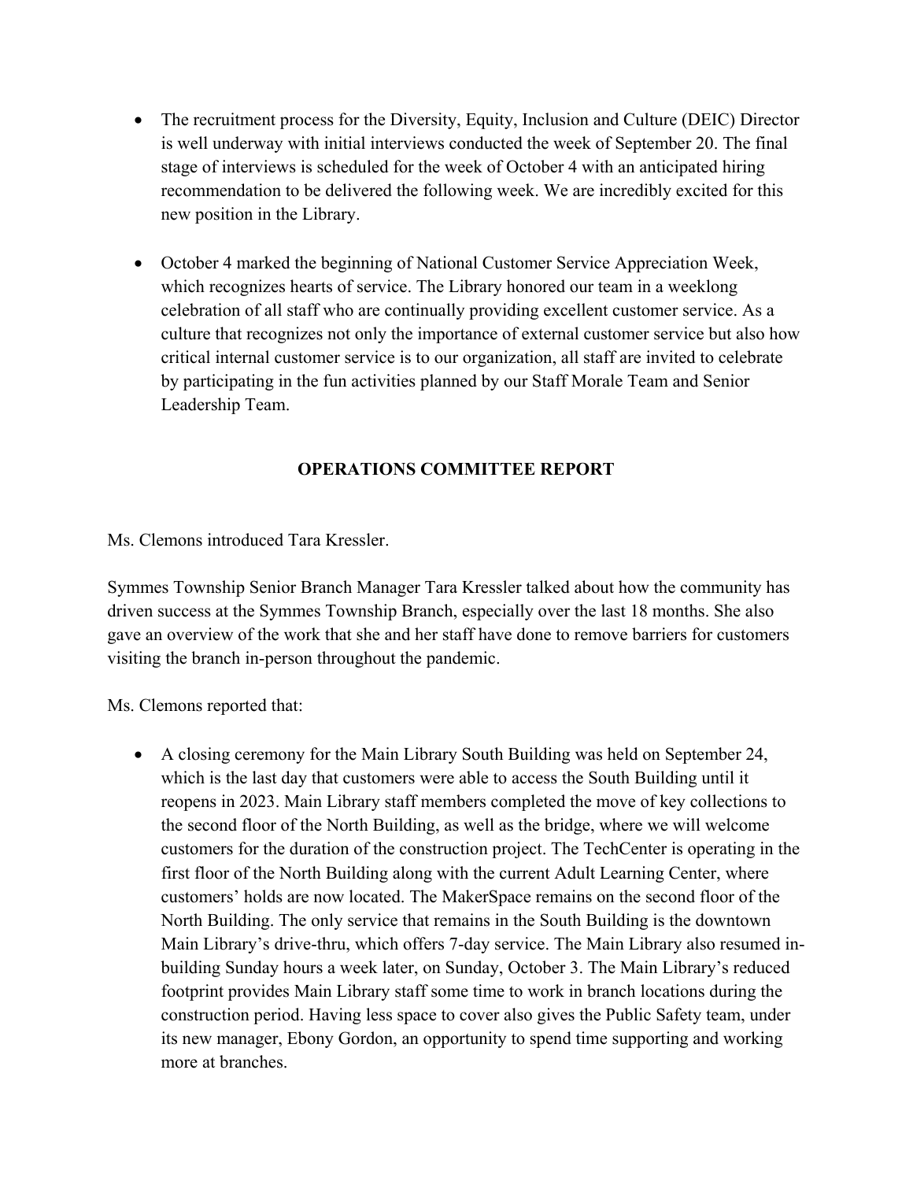- The recruitment process for the Diversity, Equity, Inclusion and Culture (DEIC) Director is well underway with initial interviews conducted the week of September 20. The final stage of interviews is scheduled for the week of October 4 with an anticipated hiring recommendation to be delivered the following week. We are incredibly excited for this new position in the Library.

- October 4 marked the beginning of National Customer Service Appreciation Week, which recognizes hearts of service. The Library honored our team in a weeklong celebration of all staff who are continually providing excellent customer service. As a culture that recognizes not only the importance of external customer service but also how critical internal customer service is to our organization, all staff are invited to celebrate by participating in the fun activities planned by our Staff Morale Team and Senior Leadership Team.

## OPERATIONS COMMITTEE REPORT

Ms. Clemons introduced Tara Kressler.

Symmes Township Senior Branch Manager Tara Kressler talked about how the community has driven success at the Symmes Township Branch, especially over the last 18 months. She also gave an overview of the work that she and her staff have done to remove barriers for customers visiting the branch in-person throughout the pandemic.

Ms. Clemons reported that:

- A closing ceremony for the Main Library South Building was held on September 24, which is the last day that customers were able to access the South Building until it reopens in 2023. Main Library staff members completed the move of key collections to the second floor of the North Building, as well as the bridge, where we will welcome customers for the duration of the construction project. The TechCenter is operating in the first floor of the North Building along with the current Adult Learning Center, where customers' holds are now located. The MakerSpace remains on the second floor of the North Building. The only service that remains in the South Building is the downtown Main Library's drive-thru, which offers 7-day service. The Main Library also resumed in-building Sunday hours a week later, on Sunday, October 3. The Main Library's reduced footprint provides Main Library staff some time to work in branch locations during the construction period. Having less space to cover also gives the Public Safety team, under its new manager, Ebony Gordon, an opportunity to spend time supporting and working more at branches.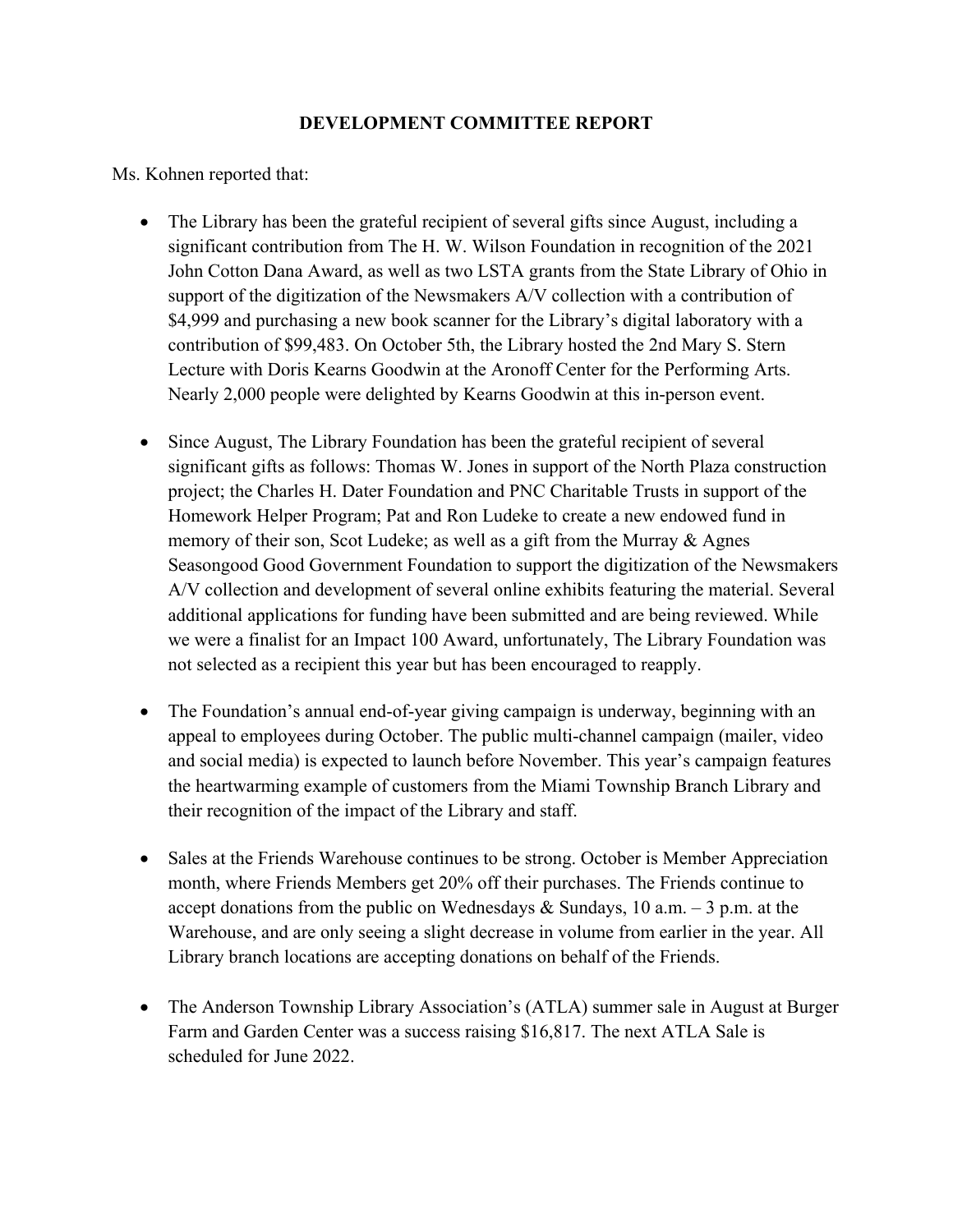## DEVELOPMENT COMMITTEE REPORT

Ms. Kohnen reported that:

- The Library has been the grateful recipient of several gifts since August, including a significant contribution from The H. W. Wilson Foundation in recognition of the 2021 John Cotton Dana Award, as well as two LSTA grants from the State Library of Ohio in support of the digitization of the Newsmakers A/V collection with a contribution of $4,999 and purchasing a new book scanner for the Library's digital laboratory with a contribution of $99,483. On October 5th, the Library hosted the 2nd Mary S. Stern Lecture with Doris Kearns Goodwin at the Aronoff Center for the Performing Arts. Nearly 2,000 people were delighted by Kearns Goodwin at this in-person event.

- Since August, The Library Foundation has been the grateful recipient of several significant gifts as follows: Thomas W. Jones in support of the North Plaza construction project; the Charles H. Dater Foundation and PNC Charitable Trusts in support of the Homework Helper Program; Pat and Ron Ludeke to create a new endowed fund in memory of their son, Scot Ludeke; as well as a gift from the Murray & Agnes Seasongood Good Government Foundation to support the digitization of the Newsmakers A/V collection and development of several online exhibits featuring the material. Several additional applications for funding have been submitted and are being reviewed. While we were a finalist for an Impact 100 Award, unfortunately, The Library Foundation was not selected as a recipient this year but has been encouraged to reapply.

- The Foundation's annual end-of-year giving campaign is underway, beginning with an appeal to employees during October. The public multi-channel campaign (mailer, video and social media) is expected to launch before November. This year's campaign features the heartwarming example of customers from the Miami Township Branch Library and their recognition of the impact of the Library and staff.

- Sales at the Friends Warehouse continues to be strong. October is Member Appreciation month, where Friends Members get 20% off their purchases. The Friends continue to accept donations from the public on Wednesdays & Sundays, 10 a.m. – 3 p.m. at the Warehouse, and are only seeing a slight decrease in volume from earlier in the year. All Library branch locations are accepting donations on behalf of the Friends.

- The Anderson Township Library Association's (ATLA) summer sale in August at Burger Farm and Garden Center was a success raising $16,817. The next ATLA Sale is scheduled for June 2022.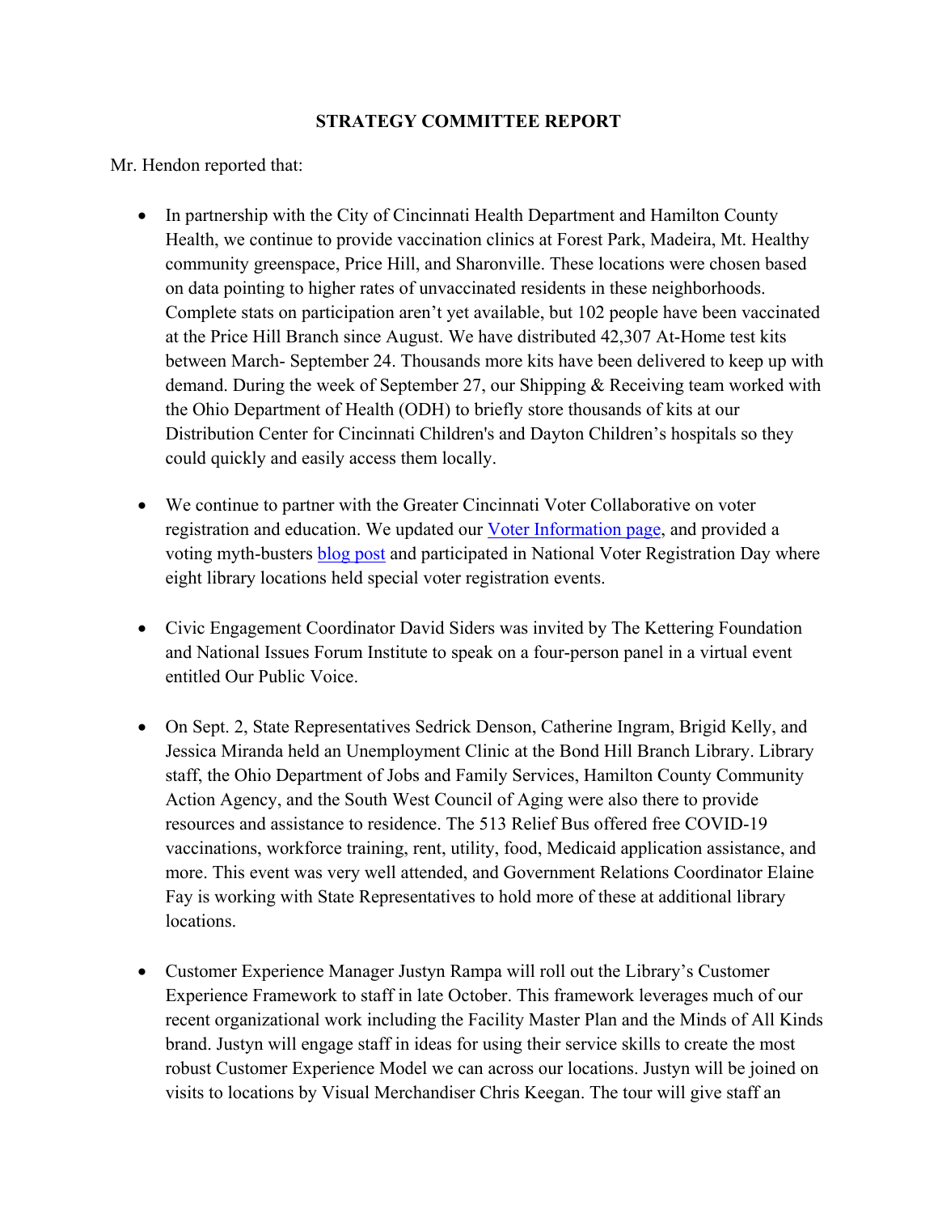**STRATEGY COMMITTEE REPORT**

Mr. Hendon reported that:

- In partnership with the City of Cincinnati Health Department and Hamilton County Health, we continue to provide vaccination clinics at Forest Park, Madeira, Mt. Healthy community greenspace, Price Hill, and Sharonville. These locations were chosen based on data pointing to higher rates of unvaccinated residents in these neighborhoods. Complete stats on participation aren't yet available, but 102 people have been vaccinated at the Price Hill Branch since August. We have distributed 42,307 At-Home test kits between March- September 24. Thousands more kits have been delivered to keep up with demand. During the week of September 27, our Shipping & Receiving team worked with the Ohio Department of Health (ODH) to briefly store thousands of kits at our Distribution Center for Cincinnati Children's and Dayton Children's hospitals so they could quickly and easily access them locally.

- We continue to partner with the Greater Cincinnati Voter Collaborative on voter registration and education. We updated our Voter Information page, and provided a voting myth-busters blog post and participated in National Voter Registration Day where eight library locations held special voter registration events.

- Civic Engagement Coordinator David Siders was invited by The Kettering Foundation and National Issues Forum Institute to speak on a four-person panel in a virtual event entitled Our Public Voice.

- On Sept. 2, State Representatives Sedrick Denson, Catherine Ingram, Brigid Kelly, and Jessica Miranda held an Unemployment Clinic at the Bond Hill Branch Library. Library staff, the Ohio Department of Jobs and Family Services, Hamilton County Community Action Agency, and the South West Council of Aging were also there to provide resources and assistance to residence. The 513 Relief Bus offered free COVID-19 vaccinations, workforce training, rent, utility, food, Medicaid application assistance, and more. This event was very well attended, and Government Relations Coordinator Elaine Fay is working with State Representatives to hold more of these at additional library locations.

- Customer Experience Manager Justyn Rampa will roll out the Library's Customer Experience Framework to staff in late October. This framework leverages much of our recent organizational work including the Facility Master Plan and the Minds of All Kinds brand. Justyn will engage staff in ideas for using their service skills to create the most robust Customer Experience Model we can across our locations. Justyn will be joined on visits to locations by Visual Merchandiser Chris Keegan. The tour will give staff an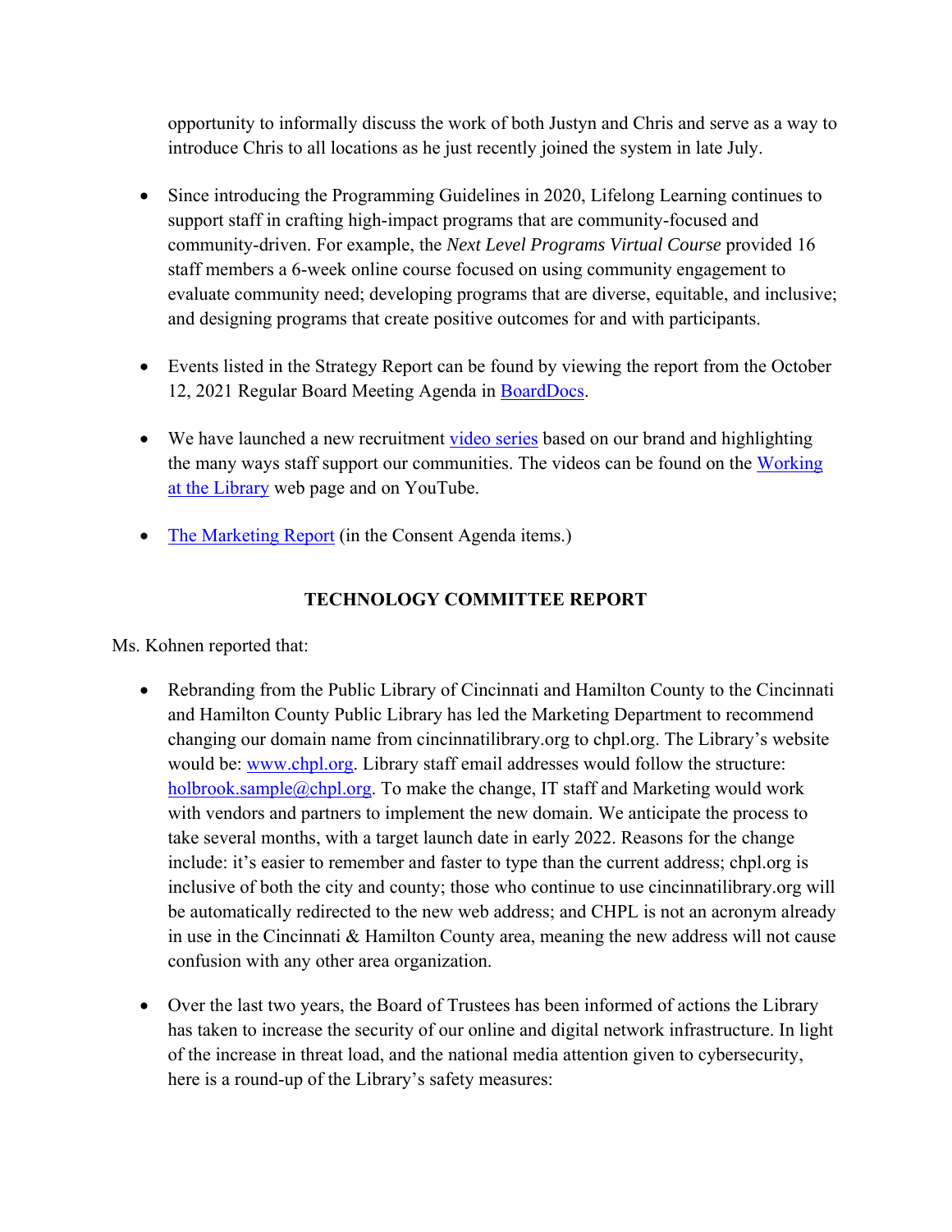opportunity to informally discuss the work of both Justyn and Chris and serve as a way to introduce Chris to all locations as he just recently joined the system in late July.

- Since introducing the Programming Guidelines in 2020, Lifelong Learning continues to support staff in crafting high-impact programs that are community-focused and community-driven. For example, the *Next Level Programs Virtual Course* provided 16 staff members a 6-week online course focused on using community engagement to evaluate community need; developing programs that are diverse, equitable, and inclusive; and designing programs that create positive outcomes for and with participants.

- Events listed in the Strategy Report can be found by viewing the report from the October 12, 2021 Regular Board Meeting Agenda in BoardDocs.

- We have launched a new recruitment video series based on our brand and highlighting the many ways staff support our communities. The videos can be found on the Working at the Library web page and on YouTube.

- The Marketing Report (in the Consent Agenda items.)

## TECHNOLOGY COMMITTEE REPORT

Ms. Kohnen reported that:

- Rebranding from the Public Library of Cincinnati and Hamilton County to the Cincinnati and Hamilton County Public Library has led the Marketing Department to recommend changing our domain name from cincinnatilibrary.org to chpl.org. The Library's website would be: www.chpl.org. Library staff email addresses would follow the structure: holbrook.sample@chpl.org. To make the change, IT staff and Marketing would work with vendors and partners to implement the new domain. We anticipate the process to take several months, with a target launch date in early 2022. Reasons for the change include: it's easier to remember and faster to type than the current address; chpl.org is inclusive of both the city and county; those who continue to use cincinnatilibrary.org will be automatically redirected to the new web address; and CHPL is not an acronym already in use in the Cincinnati & Hamilton County area, meaning the new address will not cause confusion with any other area organization.

- Over the last two years, the Board of Trustees has been informed of actions the Library has taken to increase the security of our online and digital network infrastructure. In light of the increase in threat load, and the national media attention given to cybersecurity, here is a round-up of the Library's safety measures: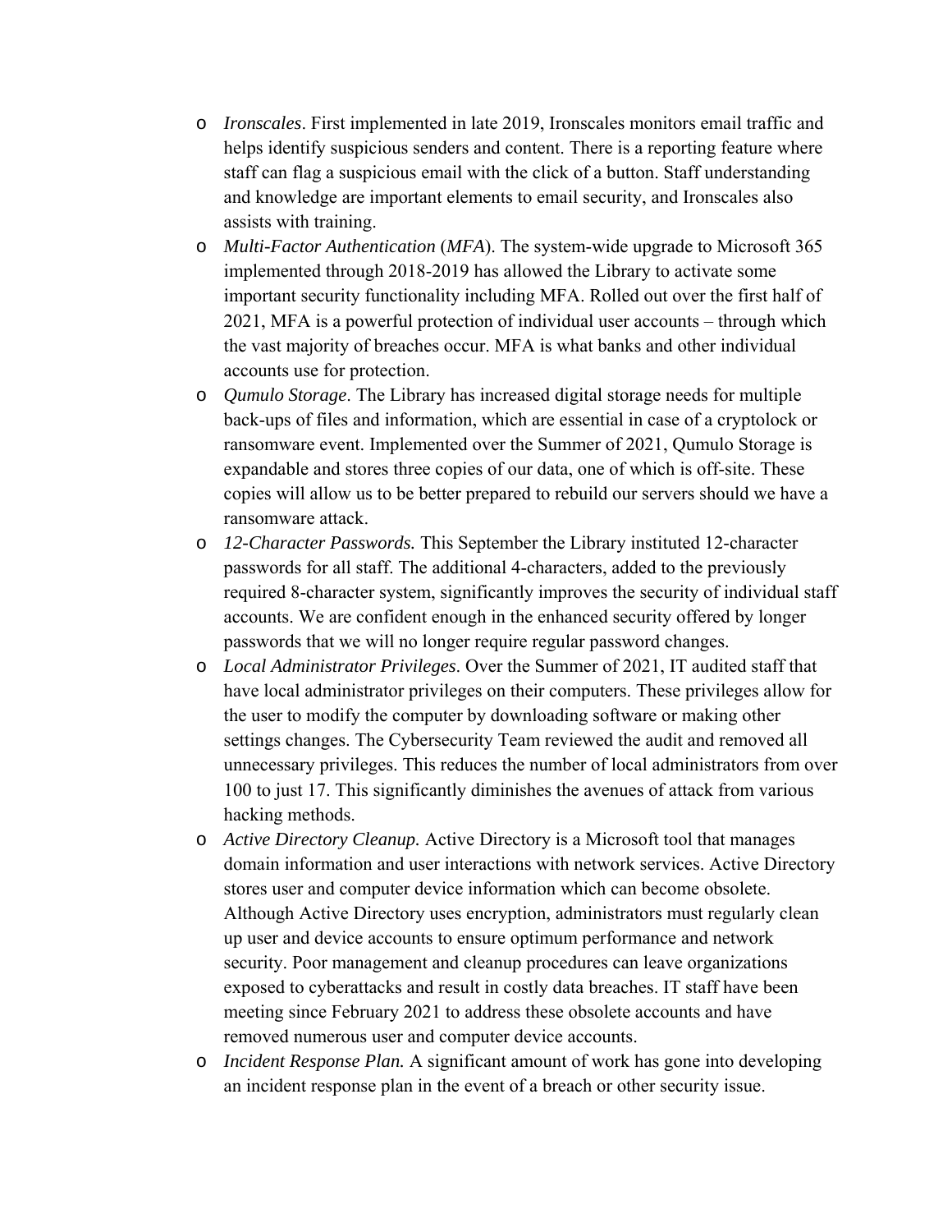- *Ironscales*. First implemented in late 2019, Ironscales monitors email traffic and helps identify suspicious senders and content. There is a reporting feature where staff can flag a suspicious email with the click of a button. Staff understanding and knowledge are important elements to email security, and Ironscales also assists with training.
- *Multi-Factor Authentication* (*MFA*). The system-wide upgrade to Microsoft 365 implemented through 2018-2019 has allowed the Library to activate some important security functionality including MFA. Rolled out over the first half of 2021, MFA is a powerful protection of individual user accounts – through which the vast majority of breaches occur. MFA is what banks and other individual accounts use for protection.
- *Qumulo Storage*. The Library has increased digital storage needs for multiple back-ups of files and information, which are essential in case of a cryptolock or ransomware event. Implemented over the Summer of 2021, Qumulo Storage is expandable and stores three copies of our data, one of which is off-site. These copies will allow us to be better prepared to rebuild our servers should we have a ransomware attack.
- *12-Character Passwords.* This September the Library instituted 12-character passwords for all staff. The additional 4-characters, added to the previously required 8-character system, significantly improves the security of individual staff accounts. We are confident enough in the enhanced security offered by longer passwords that we will no longer require regular password changes.
- *Local Administrator Privileges*. Over the Summer of 2021, IT audited staff that have local administrator privileges on their computers. These privileges allow for the user to modify the computer by downloading software or making other settings changes. The Cybersecurity Team reviewed the audit and removed all unnecessary privileges. This reduces the number of local administrators from over 100 to just 17. This significantly diminishes the avenues of attack from various hacking methods.
- *Active Directory Cleanup.* Active Directory is a Microsoft tool that manages domain information and user interactions with network services. Active Directory stores user and computer device information which can become obsolete. Although Active Directory uses encryption, administrators must regularly clean up user and device accounts to ensure optimum performance and network security. Poor management and cleanup procedures can leave organizations exposed to cyberattacks and result in costly data breaches. IT staff have been meeting since February 2021 to address these obsolete accounts and have removed numerous user and computer device accounts.
- *Incident Response Plan.* A significant amount of work has gone into developing an incident response plan in the event of a breach or other security issue.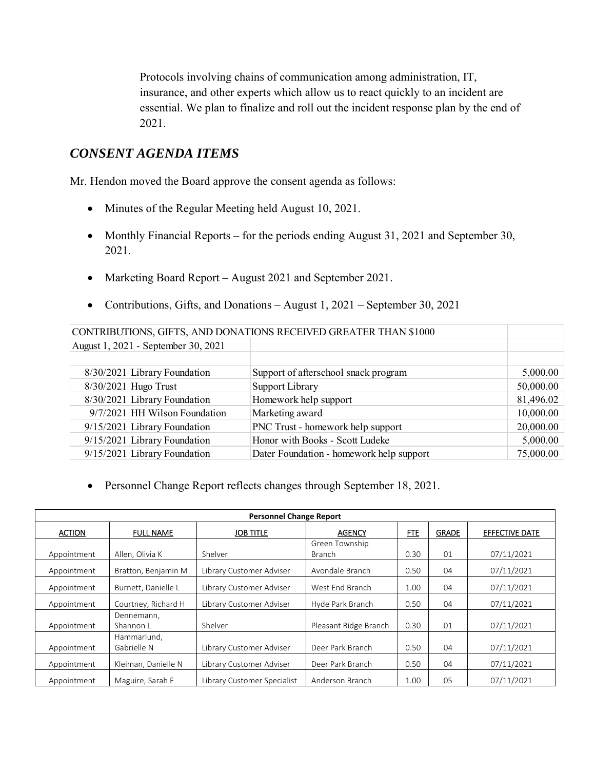Protocols involving chains of communication among administration, IT, insurance, and other experts which allow us to react quickly to an incident are essential. We plan to finalize and roll out the incident response plan by the end of 2021.

## *CONSENT AGENDA ITEMS*

Mr. Hendon moved the Board approve the consent agenda as follows:

- Minutes of the Regular Meeting held August 10, 2021.
- Monthly Financial Reports – for the periods ending August 31, 2021 and September 30, 2021.
- Marketing Board Report – August 2021 and September 2021.
- Contributions, Gifts, and Donations – August 1, 2021 – September 30, 2021

| CONTRIBUTIONS, GIFTS, AND DONATIONS RECEIVED GREATER THAN $1000 | | | |
|---|---|---|---|
| August 1, 2021 - September 30, 2021 | | | |
| | | | |
| 8/30/2021 | Library Foundation | Support of afterschool snack program | 5,000.00 |
| 8/30/2021 | Hugo Trust | Support Library | 50,000.00 |
| 8/30/2021 | Library Foundation | Homework help support | 81,496.02 |
| 9/7/2021 | HH Wilson Foundation | Marketing award | 10,000.00 |
| 9/15/2021 | Library Foundation | PNC Trust - homework help support | 20,000.00 |
| 9/15/2021 | Library Foundation | Honor with Books - Scott Ludeke | 5,000.00 |
| 9/15/2021 | Library Foundation | Dater Foundation - homework help support | 75,000.00 |

- Personnel Change Report reflects changes through September 18, 2021.

| Personnel Change Report | | | | | | |
|---|---|---|---|---|---|---|
| ACTION | FULL NAME | JOB TITLE | AGENCY | FTE | GRADE | EFFECTIVE DATE |
| Appointment | Allen, Olivia K | Shelver | Green Township Branch | 0.30 | 01 | 07/11/2021 |
| Appointment | Bratton, Benjamin M | Library Customer Adviser | Avondale Branch | 0.50 | 04 | 07/11/2021 |
| Appointment | Burnett, Danielle L | Library Customer Adviser | West End Branch | 1.00 | 04 | 07/11/2021 |
| Appointment | Courtney, Richard H | Library Customer Adviser | Hyde Park Branch | 0.50 | 04 | 07/11/2021 |
| Appointment | Dennemann, Shannon L | Shelver | Pleasant Ridge Branch | 0.30 | 01 | 07/11/2021 |
| Appointment | Hammarlund, Gabrielle N | Library Customer Adviser | Deer Park Branch | 0.50 | 04 | 07/11/2021 |
| Appointment | Kleiman, Danielle N | Library Customer Adviser | Deer Park Branch | 0.50 | 04 | 07/11/2021 |
| Appointment | Maguire, Sarah E | Library Customer Specialist | Anderson Branch | 1.00 | 05 | 07/11/2021 |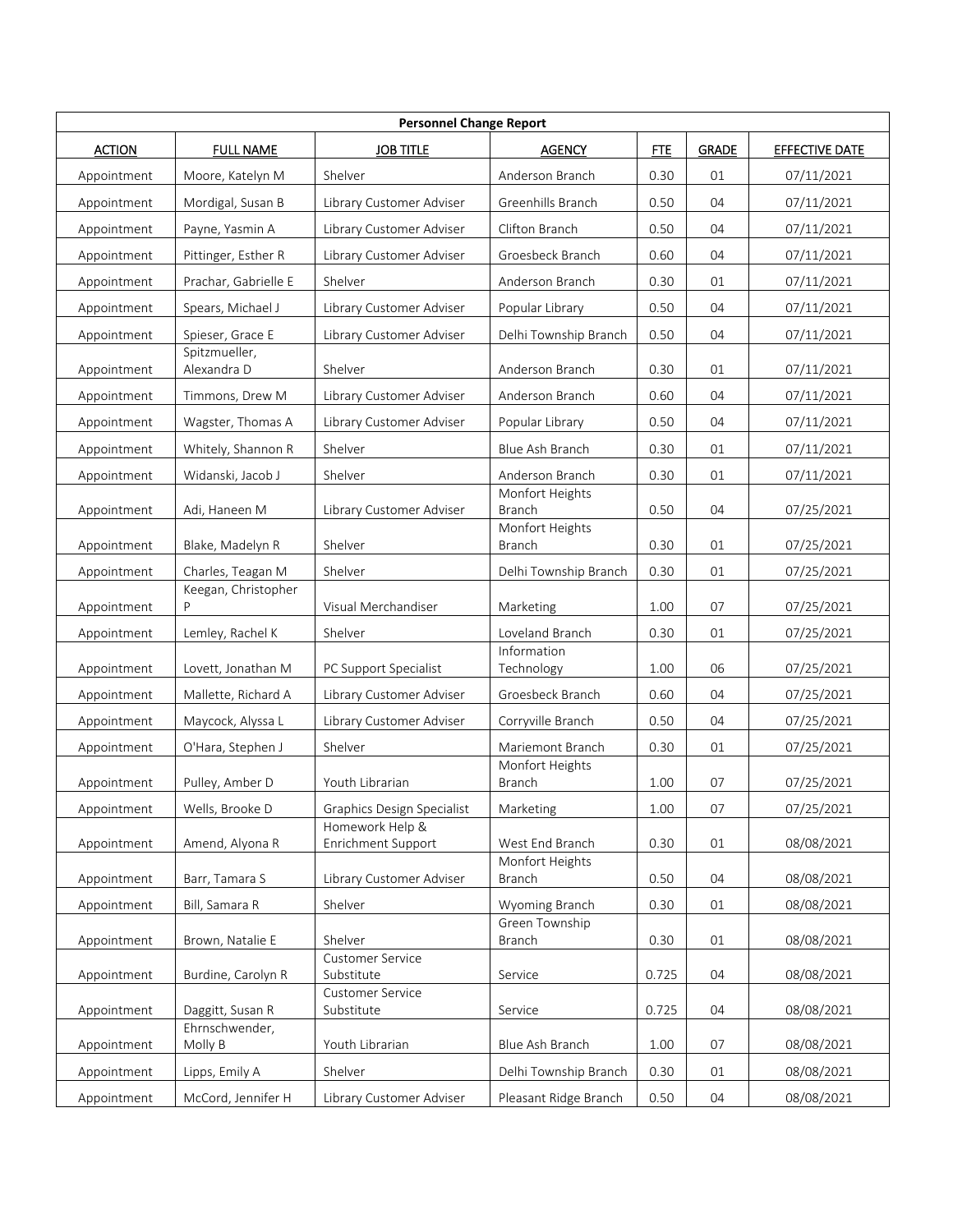| Personnel Change Report | | | | | | |
|---|---|---|---|---|---|---|
| **ACTION** | **FULL NAME** | **JOB TITLE** | **AGENCY** | **FTE** | **GRADE** | **EFFECTIVE DATE** |
| Appointment | Moore, Katelyn M | Shelver | Anderson Branch | 0.30 | 01 | 07/11/2021 |
| Appointment | Mordigal, Susan B | Library Customer Adviser | Greenhills Branch | 0.50 | 04 | 07/11/2021 |
| Appointment | Payne, Yasmin A | Library Customer Adviser | Clifton Branch | 0.50 | 04 | 07/11/2021 |
| Appointment | Pittinger, Esther R | Library Customer Adviser | Groesbeck Branch | 0.60 | 04 | 07/11/2021 |
| Appointment | Prachar, Gabrielle E | Shelver | Anderson Branch | 0.30 | 01 | 07/11/2021 |
| Appointment | Spears, Michael J | Library Customer Adviser | Popular Library | 0.50 | 04 | 07/11/2021 |
| Appointment | Spieser, Grace E | Library Customer Adviser | Delhi Township Branch | 0.50 | 04 | 07/11/2021 |
| Appointment | Spitzmueller, Alexandra D | Shelver | Anderson Branch | 0.30 | 01 | 07/11/2021 |
| Appointment | Timmons, Drew M | Library Customer Adviser | Anderson Branch | 0.60 | 04 | 07/11/2021 |
| Appointment | Wagster, Thomas A | Library Customer Adviser | Popular Library | 0.50 | 04 | 07/11/2021 |
| Appointment | Whitely, Shannon R | Shelver | Blue Ash Branch | 0.30 | 01 | 07/11/2021 |
| Appointment | Widanski, Jacob J | Shelver | Anderson Branch | 0.30 | 01 | 07/11/2021 |
| Appointment | Adi, Haneen M | Library Customer Adviser | Monfort Heights Branch | 0.50 | 04 | 07/25/2021 |
| Appointment | Blake, Madelyn R | Shelver | Monfort Heights Branch | 0.30 | 01 | 07/25/2021 |
| Appointment | Charles, Teagan M | Shelver | Delhi Township Branch | 0.30 | 01 | 07/25/2021 |
| Appointment | Keegan, Christopher P | Visual Merchandiser | Marketing | 1.00 | 07 | 07/25/2021 |
| Appointment | Lemley, Rachel K | Shelver | Loveland Branch | 0.30 | 01 | 07/25/2021 |
| Appointment | Lovett, Jonathan M | PC Support Specialist | Information Technology | 1.00 | 06 | 07/25/2021 |
| Appointment | Mallette, Richard A | Library Customer Adviser | Groesbeck Branch | 0.60 | 04 | 07/25/2021 |
| Appointment | Maycock, Alyssa L | Library Customer Adviser | Corryville Branch | 0.50 | 04 | 07/25/2021 |
| Appointment | O'Hara, Stephen J | Shelver | Mariemont Branch | 0.30 | 01 | 07/25/2021 |
| Appointment | Pulley, Amber D | Youth Librarian | Monfort Heights Branch | 1.00 | 07 | 07/25/2021 |
| Appointment | Wells, Brooke D | Graphics Design Specialist | Marketing | 1.00 | 07 | 07/25/2021 |
| Appointment | Amend, Alyona R | Homework Help & Enrichment Support | West End Branch | 0.30 | 01 | 08/08/2021 |
| Appointment | Barr, Tamara S | Library Customer Adviser | Monfort Heights Branch | 0.50 | 04 | 08/08/2021 |
| Appointment | Bill, Samara R | Shelver | Wyoming Branch | 0.30 | 01 | 08/08/2021 |
| Appointment | Brown, Natalie E | Shelver | Green Township Branch | 0.30 | 01 | 08/08/2021 |
| Appointment | Burdine, Carolyn R | Customer Service Substitute | Service | 0.725 | 04 | 08/08/2021 |
| Appointment | Daggitt, Susan R | Customer Service Substitute | Service | 0.725 | 04 | 08/08/2021 |
| Appointment | Ehrnschwender, Molly B | Youth Librarian | Blue Ash Branch | 1.00 | 07 | 08/08/2021 |
| Appointment | Lipps, Emily A | Shelver | Delhi Township Branch | 0.30 | 01 | 08/08/2021 |
| Appointment | McCord, Jennifer H | Library Customer Adviser | Pleasant Ridge Branch | 0.50 | 04 | 08/08/2021 |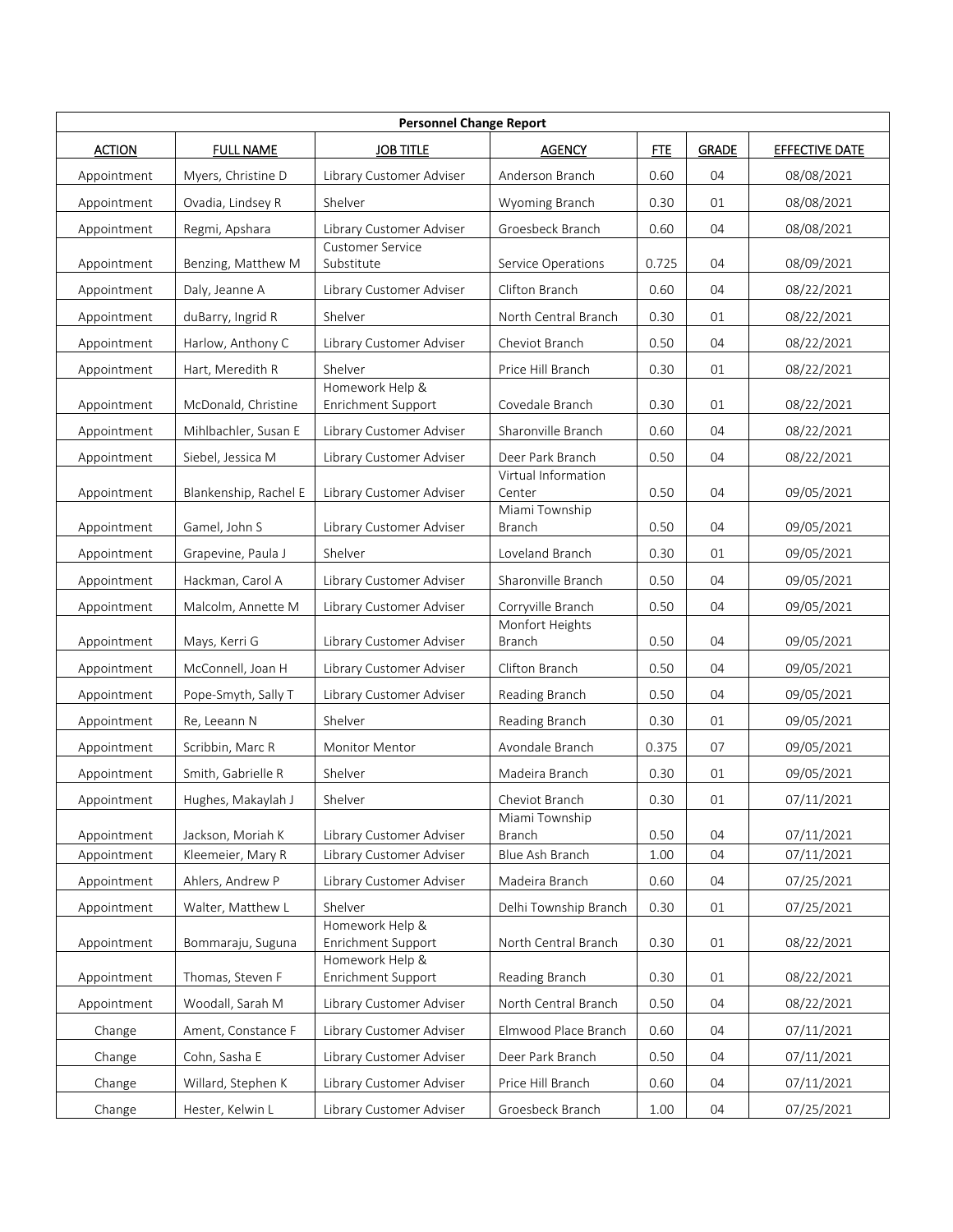| Personnel Change Report | | | | | | |
|---|---|---|---|---|---|---|
| **ACTION** | **FULL NAME** | **JOB TITLE** | **AGENCY** | **FTE** | **GRADE** | **EFFECTIVE DATE** |
| Appointment | Myers, Christine D | Library Customer Adviser | Anderson Branch | 0.60 | 04 | 08/08/2021 |
| Appointment | Ovadia, Lindsey R | Shelver | Wyoming Branch | 0.30 | 01 | 08/08/2021 |
| Appointment | Regmi, Apshara | Library Customer Adviser | Groesbeck Branch | 0.60 | 04 | 08/08/2021 |
| Appointment | Benzing, Matthew M | Customer Service Substitute | Service Operations | 0.725 | 04 | 08/09/2021 |
| Appointment | Daly, Jeanne A | Library Customer Adviser | Clifton Branch | 0.60 | 04 | 08/22/2021 |
| Appointment | duBarry, Ingrid R | Shelver | North Central Branch | 0.30 | 01 | 08/22/2021 |
| Appointment | Harlow, Anthony C | Library Customer Adviser | Cheviot Branch | 0.50 | 04 | 08/22/2021 |
| Appointment | Hart, Meredith R | Shelver | Price Hill Branch | 0.30 | 01 | 08/22/2021 |
| Appointment | McDonald, Christine | Homework Help & Enrichment Support | Covedale Branch | 0.30 | 01 | 08/22/2021 |
| Appointment | Mihlbachler, Susan E | Library Customer Adviser | Sharonville Branch | 0.60 | 04 | 08/22/2021 |
| Appointment | Siebel, Jessica M | Library Customer Adviser | Deer Park Branch | 0.50 | 04 | 08/22/2021 |
| Appointment | Blankenship, Rachel E | Library Customer Adviser | Virtual Information Center | 0.50 | 04 | 09/05/2021 |
| Appointment | Gamel, John S | Library Customer Adviser | Miami Township Branch | 0.50 | 04 | 09/05/2021 |
| Appointment | Grapevine, Paula J | Shelver | Loveland Branch | 0.30 | 01 | 09/05/2021 |
| Appointment | Hackman, Carol A | Library Customer Adviser | Sharonville Branch | 0.50 | 04 | 09/05/2021 |
| Appointment | Malcolm, Annette M | Library Customer Adviser | Corryville Branch | 0.50 | 04 | 09/05/2021 |
| Appointment | Mays, Kerri G | Library Customer Adviser | Monfort Heights Branch | 0.50 | 04 | 09/05/2021 |
| Appointment | McConnell, Joan H | Library Customer Adviser | Clifton Branch | 0.50 | 04 | 09/05/2021 |
| Appointment | Pope-Smyth, Sally T | Library Customer Adviser | Reading Branch | 0.50 | 04 | 09/05/2021 |
| Appointment | Re, Leeann N | Shelver | Reading Branch | 0.30 | 01 | 09/05/2021 |
| Appointment | Scribbin, Marc R | Monitor Mentor | Avondale Branch | 0.375 | 07 | 09/05/2021 |
| Appointment | Smith, Gabrielle R | Shelver | Madeira Branch | 0.30 | 01 | 09/05/2021 |
| Appointment | Hughes, Makaylah J | Shelver | Cheviot Branch | 0.30 | 01 | 07/11/2021 |
| Appointment | Jackson, Moriah K | Library Customer Adviser | Miami Township Branch | 0.50 | 04 | 07/11/2021 |
| Appointment | Kleemeier, Mary R | Library Customer Adviser | Blue Ash Branch | 1.00 | 04 | 07/11/2021 |
| Appointment | Ahlers, Andrew P | Library Customer Adviser | Madeira Branch | 0.60 | 04 | 07/25/2021 |
| Appointment | Walter, Matthew L | Shelver | Delhi Township Branch | 0.30 | 01 | 07/25/2021 |
| Appointment | Bommaraju, Suguna | Homework Help & Enrichment Support | North Central Branch | 0.30 | 01 | 08/22/2021 |
| Appointment | Thomas, Steven F | Homework Help & Enrichment Support | Reading Branch | 0.30 | 01 | 08/22/2021 |
| Appointment | Woodall, Sarah M | Library Customer Adviser | North Central Branch | 0.50 | 04 | 08/22/2021 |
| Change | Ament, Constance F | Library Customer Adviser | Elmwood Place Branch | 0.60 | 04 | 07/11/2021 |
| Change | Cohn, Sasha E | Library Customer Adviser | Deer Park Branch | 0.50 | 04 | 07/11/2021 |
| Change | Willard, Stephen K | Library Customer Adviser | Price Hill Branch | 0.60 | 04 | 07/11/2021 |
| Change | Hester, Kelwin L | Library Customer Adviser | Groesbeck Branch | 1.00 | 04 | 07/25/2021 |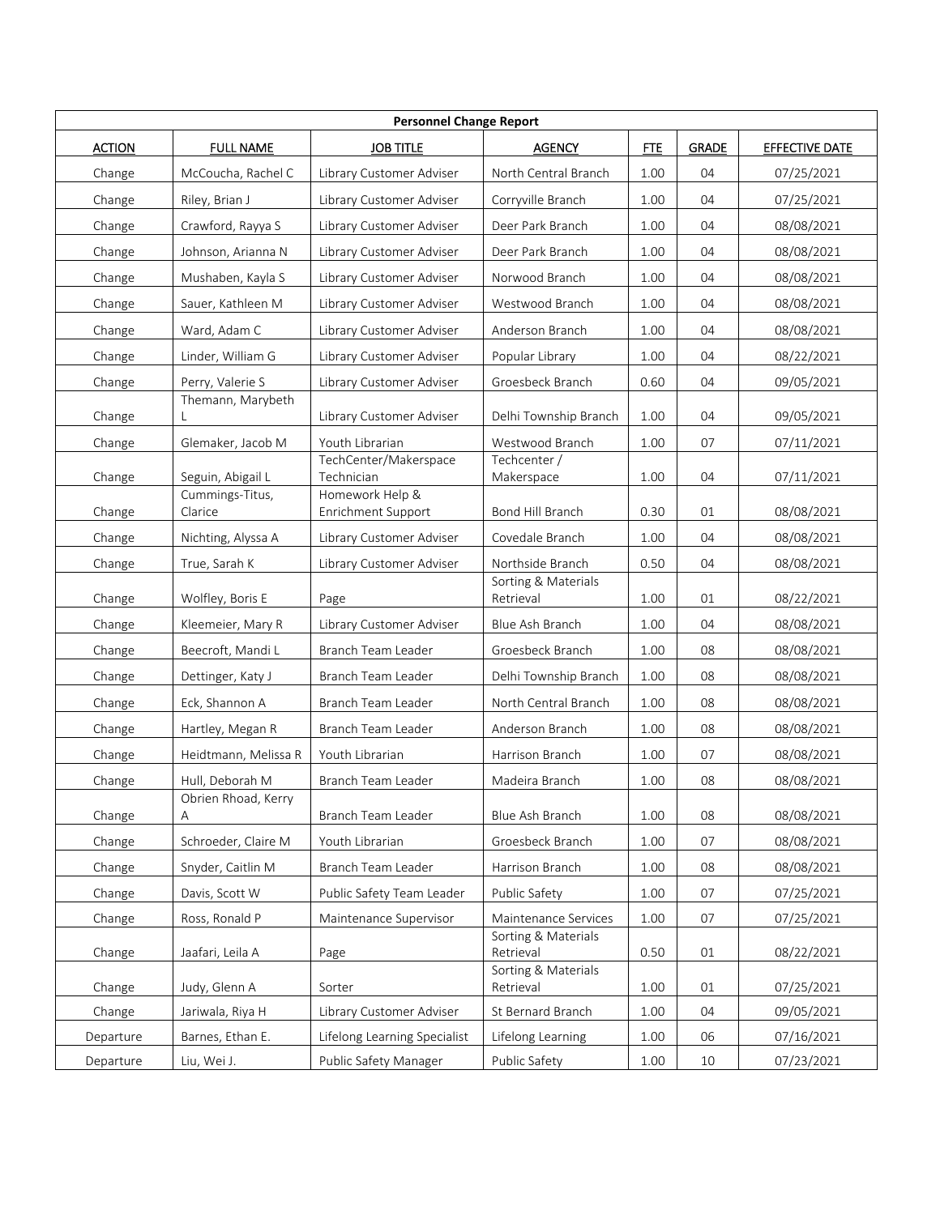| Personnel Change Report | | | | | | |
|---|---|---|---|---|---|---|
| **ACTION** | **FULL NAME** | **JOB TITLE** | **AGENCY** | **FTE** | **GRADE** | **EFFECTIVE DATE** |
| Change | McCoucha, Rachel C | Library Customer Adviser | North Central Branch | 1.00 | 04 | 07/25/2021 |
| Change | Riley, Brian J | Library Customer Adviser | Corryville Branch | 1.00 | 04 | 07/25/2021 |
| Change | Crawford, Rayya S | Library Customer Adviser | Deer Park Branch | 1.00 | 04 | 08/08/2021 |
| Change | Johnson, Arianna N | Library Customer Adviser | Deer Park Branch | 1.00 | 04 | 08/08/2021 |
| Change | Mushaben, Kayla S | Library Customer Adviser | Norwood Branch | 1.00 | 04 | 08/08/2021 |
| Change | Sauer, Kathleen M | Library Customer Adviser | Westwood Branch | 1.00 | 04 | 08/08/2021 |
| Change | Ward, Adam C | Library Customer Adviser | Anderson Branch | 1.00 | 04 | 08/08/2021 |
| Change | Linder, William G | Library Customer Adviser | Popular Library | 1.00 | 04 | 08/22/2021 |
| Change | Perry, Valerie S | Library Customer Adviser | Groesbeck Branch | 0.60 | 04 | 09/05/2021 |
| Change | Themann, Marybeth L | Library Customer Adviser | Delhi Township Branch | 1.00 | 04 | 09/05/2021 |
| Change | Glemaker, Jacob M | Youth Librarian | Westwood Branch | 1.00 | 07 | 07/11/2021 |
| Change | Seguin, Abigail L | TechCenter/Makerspace Technician | Techcenter / Makerspace | 1.00 | 04 | 07/11/2021 |
| Change | Cummings-Titus, Clarice | Homework Help & Enrichment Support | Bond Hill Branch | 0.30 | 01 | 08/08/2021 |
| Change | Nichting, Alyssa A | Library Customer Adviser | Covedale Branch | 1.00 | 04 | 08/08/2021 |
| Change | True, Sarah K | Library Customer Adviser | Northside Branch | 0.50 | 04 | 08/08/2021 |
| Change | Wolfley, Boris E | Page | Sorting & Materials Retrieval | 1.00 | 01 | 08/22/2021 |
| Change | Kleemeier, Mary R | Library Customer Adviser | Blue Ash Branch | 1.00 | 04 | 08/08/2021 |
| Change | Beecroft, Mandi L | Branch Team Leader | Groesbeck Branch | 1.00 | 08 | 08/08/2021 |
| Change | Dettinger, Katy J | Branch Team Leader | Delhi Township Branch | 1.00 | 08 | 08/08/2021 |
| Change | Eck, Shannon A | Branch Team Leader | North Central Branch | 1.00 | 08 | 08/08/2021 |
| Change | Hartley, Megan R | Branch Team Leader | Anderson Branch | 1.00 | 08 | 08/08/2021 |
| Change | Heidtmann, Melissa R | Youth Librarian | Harrison Branch | 1.00 | 07 | 08/08/2021 |
| Change | Hull, Deborah M | Branch Team Leader | Madeira Branch | 1.00 | 08 | 08/08/2021 |
| Change | Obrien Rhoad, Kerry A | Branch Team Leader | Blue Ash Branch | 1.00 | 08 | 08/08/2021 |
| Change | Schroeder, Claire M | Youth Librarian | Groesbeck Branch | 1.00 | 07 | 08/08/2021 |
| Change | Snyder, Caitlin M | Branch Team Leader | Harrison Branch | 1.00 | 08 | 08/08/2021 |
| Change | Davis, Scott W | Public Safety Team Leader | Public Safety | 1.00 | 07 | 07/25/2021 |
| Change | Ross, Ronald P | Maintenance Supervisor | Maintenance Services | 1.00 | 07 | 07/25/2021 |
| Change | Jaafari, Leila A | Page | Sorting & Materials Retrieval | 0.50 | 01 | 08/22/2021 |
| Change | Judy, Glenn A | Sorter | Sorting & Materials Retrieval | 1.00 | 01 | 07/25/2021 |
| Change | Jariwala, Riya H | Library Customer Adviser | St Bernard Branch | 1.00 | 04 | 09/05/2021 |
| Departure | Barnes, Ethan E. | Lifelong Learning Specialist | Lifelong Learning | 1.00 | 06 | 07/16/2021 |
| Departure | Liu, Wei J. | Public Safety Manager | Public Safety | 1.00 | 10 | 07/23/2021 |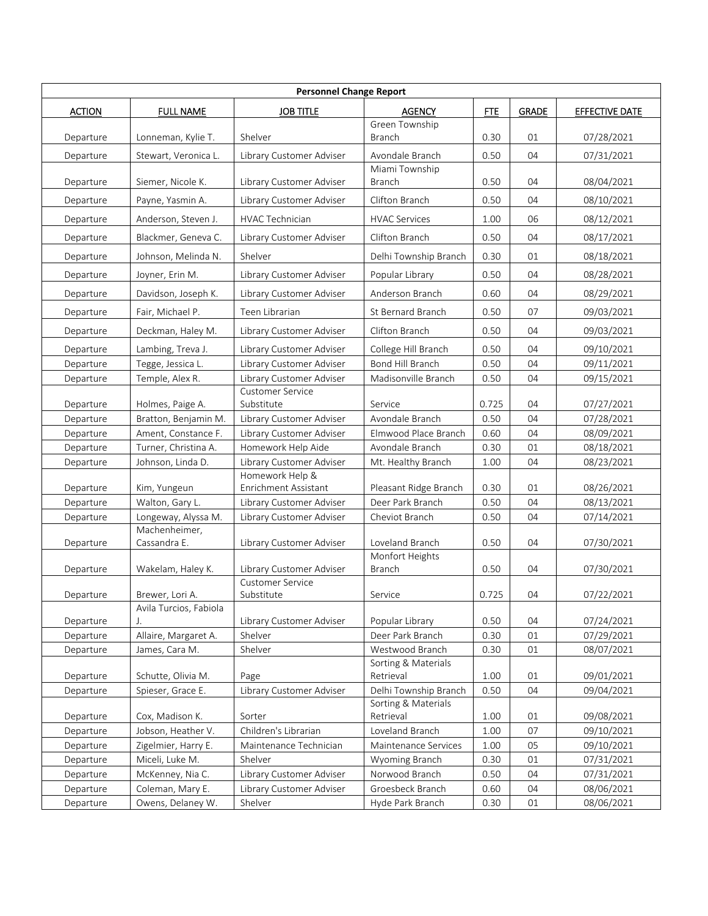| Personnel Change Report | | | | | | |
|---|---|---|---|---|---|---|
| **ACTION** | **FULL NAME** | **JOB TITLE** | **AGENCY** | **FTE** | **GRADE** | **EFFECTIVE DATE** |
| Departure | Lonneman, Kylie T. | Shelver | Green Township Branch | 0.30 | 01 | 07/28/2021 |
| Departure | Stewart, Veronica L. | Library Customer Adviser | Avondale Branch | 0.50 | 04 | 07/31/2021 |
| Departure | Siemer, Nicole K. | Library Customer Adviser | Miami Township Branch | 0.50 | 04 | 08/04/2021 |
| Departure | Payne, Yasmin A. | Library Customer Adviser | Clifton Branch | 0.50 | 04 | 08/10/2021 |
| Departure | Anderson, Steven J. | HVAC Technician | HVAC Services | 1.00 | 06 | 08/12/2021 |
| Departure | Blackmer, Geneva C. | Library Customer Adviser | Clifton Branch | 0.50 | 04 | 08/17/2021 |
| Departure | Johnson, Melinda N. | Shelver | Delhi Township Branch | 0.30 | 01 | 08/18/2021 |
| Departure | Joyner, Erin M. | Library Customer Adviser | Popular Library | 0.50 | 04 | 08/28/2021 |
| Departure | Davidson, Joseph K. | Library Customer Adviser | Anderson Branch | 0.60 | 04 | 08/29/2021 |
| Departure | Fair, Michael P. | Teen Librarian | St Bernard Branch | 0.50 | 07 | 09/03/2021 |
| Departure | Deckman, Haley M. | Library Customer Adviser | Clifton Branch | 0.50 | 04 | 09/03/2021 |
| Departure | Lambing, Treva J. | Library Customer Adviser | College Hill Branch | 0.50 | 04 | 09/10/2021 |
| Departure | Tegge, Jessica L. | Library Customer Adviser | Bond Hill Branch | 0.50 | 04 | 09/11/2021 |
| Departure | Temple, Alex R. | Library Customer Adviser | Madisonville Branch | 0.50 | 04 | 09/15/2021 |
| Departure | Holmes, Paige A. | Customer Service Substitute | Service | 0.725 | 04 | 07/27/2021 |
| Departure | Bratton, Benjamin M. | Library Customer Adviser | Avondale Branch | 0.50 | 04 | 07/28/2021 |
| Departure | Ament, Constance F. | Library Customer Adviser | Elmwood Place Branch | 0.60 | 04 | 08/09/2021 |
| Departure | Turner, Christina A. | Homework Help Aide | Avondale Branch | 0.30 | 01 | 08/18/2021 |
| Departure | Johnson, Linda D. | Library Customer Adviser | Mt. Healthy Branch | 1.00 | 04 | 08/23/2021 |
| Departure | Kim, Yungeun | Homework Help & Enrichment Assistant | Pleasant Ridge Branch | 0.30 | 01 | 08/26/2021 |
| Departure | Walton, Gary L. | Library Customer Adviser | Deer Park Branch | 0.50 | 04 | 08/13/2021 |
| Departure | Longeway, Alyssa M. | Library Customer Adviser | Cheviot Branch | 0.50 | 04 | 07/14/2021 |
| Departure | Machenheimer, Cassandra E. | Library Customer Adviser | Loveland Branch | 0.50 | 04 | 07/30/2021 |
| Departure | Wakelam, Haley K. | Library Customer Adviser | Monfort Heights Branch | 0.50 | 04 | 07/30/2021 |
| Departure | Brewer, Lori A. | Customer Service Substitute | Service | 0.725 | 04 | 07/22/2021 |
| Departure | Avila Turcios, Fabiola J. | Library Customer Adviser | Popular Library | 0.50 | 04 | 07/24/2021 |
| Departure | Allaire, Margaret A. | Shelver | Deer Park Branch | 0.30 | 01 | 07/29/2021 |
| Departure | James, Cara M. | Shelver | Westwood Branch | 0.30 | 01 | 08/07/2021 |
| Departure | Schutte, Olivia M. | Page | Sorting & Materials Retrieval | 1.00 | 01 | 09/01/2021 |
| Departure | Spieser, Grace E. | Library Customer Adviser | Delhi Township Branch | 0.50 | 04 | 09/04/2021 |
| Departure | Cox, Madison K. | Sorter | Sorting & Materials Retrieval | 1.00 | 01 | 09/08/2021 |
| Departure | Jobson, Heather V. | Children's Librarian | Loveland Branch | 1.00 | 07 | 09/10/2021 |
| Departure | Zigelmier, Harry E. | Maintenance Technician | Maintenance Services | 1.00 | 05 | 09/10/2021 |
| Departure | Miceli, Luke M. | Shelver | Wyoming Branch | 0.30 | 01 | 07/31/2021 |
| Departure | McKenney, Nia C. | Library Customer Adviser | Norwood Branch | 0.50 | 04 | 07/31/2021 |
| Departure | Coleman, Mary E. | Library Customer Adviser | Groesbeck Branch | 0.60 | 04 | 08/06/2021 |
| Departure | Owens, Delaney W. | Shelver | Hyde Park Branch | 0.30 | 01 | 08/06/2021 |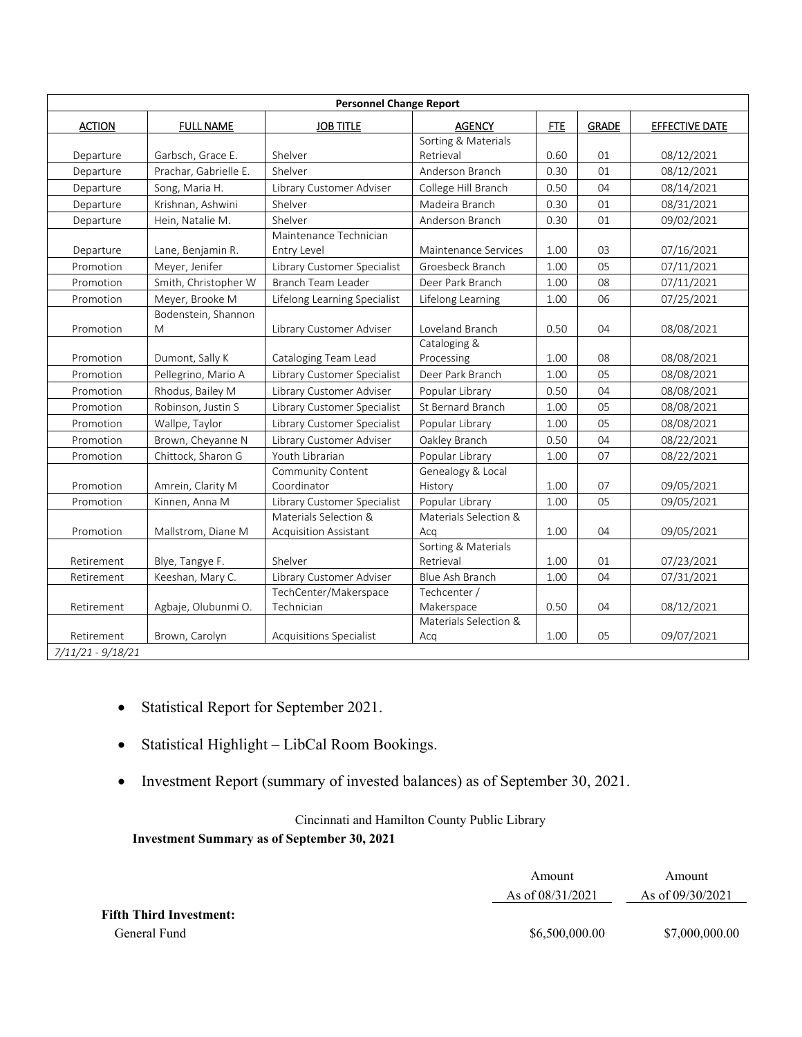| Personnel Change Report | | | | | | |
|---|---|---|---|---|---|---|
| **ACTION** | **FULL NAME** | **JOB TITLE** | **AGENCY** | **FTE** | **GRADE** | **EFFECTIVE DATE** |
| Departure | Garbsch, Grace E. | Shelver | Sorting & Materials Retrieval | 0.60 | 01 | 08/12/2021 |
| Departure | Prachar, Gabrielle E. | Shelver | Anderson Branch | 0.30 | 01 | 08/12/2021 |
| Departure | Song, Maria H. | Library Customer Adviser | College Hill Branch | 0.50 | 04 | 08/14/2021 |
| Departure | Krishnan, Ashwini | Shelver | Madeira Branch | 0.30 | 01 | 08/31/2021 |
| Departure | Hein, Natalie M. | Shelver | Anderson Branch | 0.30 | 01 | 09/02/2021 |
| Departure | Lane, Benjamin R. | Maintenance Technician Entry Level | Maintenance Services | 1.00 | 03 | 07/16/2021 |
| Promotion | Meyer, Jenifer | Library Customer Specialist | Groesbeck Branch | 1.00 | 05 | 07/11/2021 |
| Promotion | Smith, Christopher W | Branch Team Leader | Deer Park Branch | 1.00 | 08 | 07/11/2021 |
| Promotion | Meyer, Brooke M | Lifelong Learning Specialist | Lifelong Learning | 1.00 | 06 | 07/25/2021 |
| Promotion | Bodenstein, Shannon M | Library Customer Adviser | Loveland Branch | 0.50 | 04 | 08/08/2021 |
| Promotion | Dumont, Sally K | Cataloging Team Lead | Cataloging & Processing | 1.00 | 08 | 08/08/2021 |
| Promotion | Pellegrino, Mario A | Library Customer Specialist | Deer Park Branch | 1.00 | 05 | 08/08/2021 |
| Promotion | Rhodus, Bailey M | Library Customer Adviser | Popular Library | 0.50 | 04 | 08/08/2021 |
| Promotion | Robinson, Justin S | Library Customer Specialist | St Bernard Branch | 1.00 | 05 | 08/08/2021 |
| Promotion | Wallpe, Taylor | Library Customer Specialist | Popular Library | 1.00 | 05 | 08/08/2021 |
| Promotion | Brown, Cheyanne N | Library Customer Adviser | Oakley Branch | 0.50 | 04 | 08/22/2021 |
| Promotion | Chittock, Sharon G | Youth Librarian | Popular Library | 1.00 | 07 | 08/22/2021 |
| Promotion | Amrein, Clarity M | Community Content Coordinator | Genealogy & Local History | 1.00 | 07 | 09/05/2021 |
| Promotion | Kinnen, Anna M | Library Customer Specialist | Popular Library | 1.00 | 05 | 09/05/2021 |
| Promotion | Mallstrom, Diane M | Materials Selection & Acquisition Assistant | Materials Selection & Acq | 1.00 | 04 | 09/05/2021 |
| Retirement | Blye, Tangye F. | Shelver | Sorting & Materials Retrieval | 1.00 | 01 | 07/23/2021 |
| Retirement | Keeshan, Mary C. | Library Customer Adviser | Blue Ash Branch | 1.00 | 04 | 07/31/2021 |
| Retirement | Agbaje, Olubunmi O. | TechCenter/Makerspace Technician | Techcenter / Makerspace | 0.50 | 04 | 08/12/2021 |
| Retirement | Brown, Carolyn | Acquisitions Specialist | Materials Selection & Acq | 1.00 | 05 | 09/07/2021 |
| *7/11/21 - 9/18/21* | | | | | | |

- Statistical Report for September 2021.
- Statistical Highlight – LibCal Room Bookings.
- Investment Report (summary of invested balances) as of September 30, 2021.

Cincinnati and Hamilton County Public Library

**Investment Summary as of September 30, 2021**

| | Amount As of 08/31/2021 | Amount As of 09/30/2021 |
|---|---|---|
| **Fifth Third Investment:** | | |
| General Fund | $6,500,000.00 | $7,000,000.00 |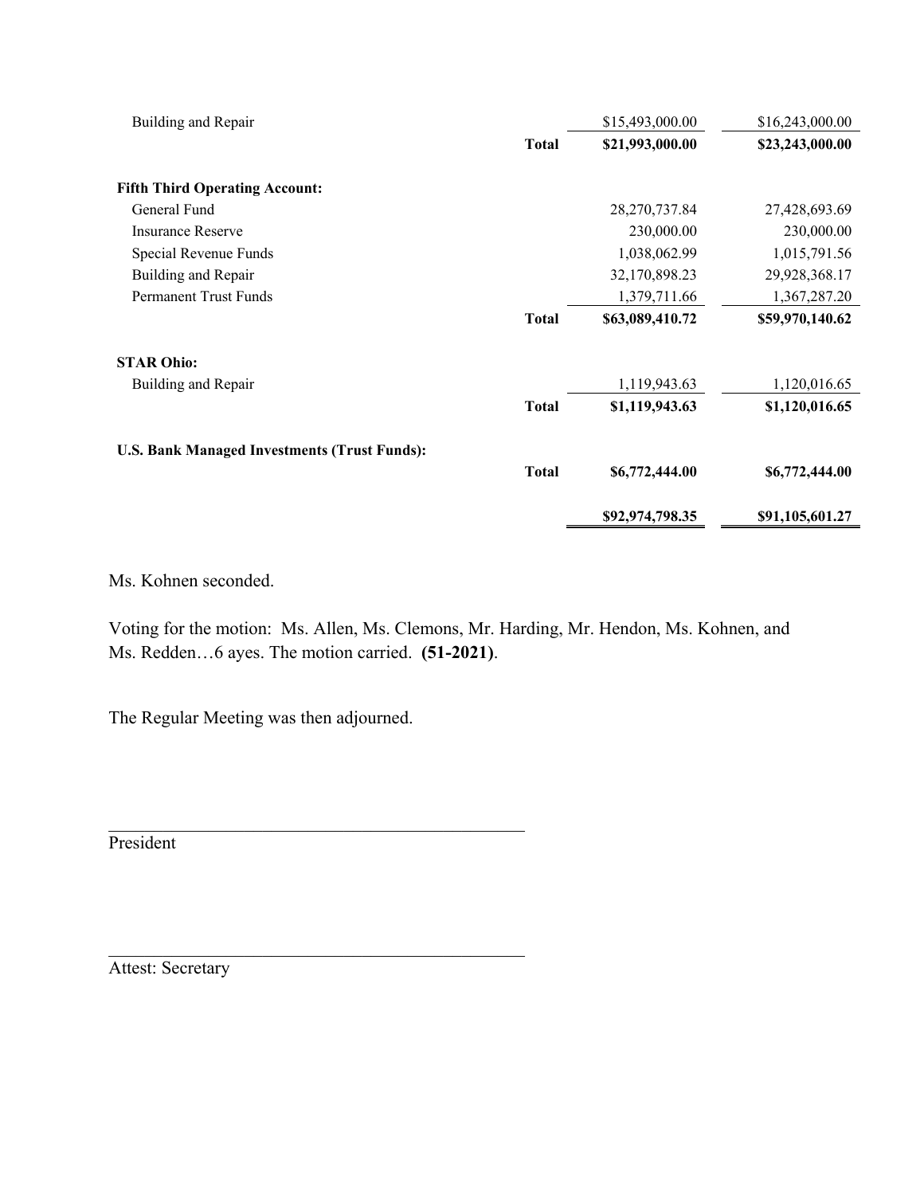| | | | |
|---|---|---|---|
| Building and Repair | | $15,493,000.00 | $16,243,000.00 |
| | **Total** | **$21,993,000.00** | **$23,243,000.00** |
| **Fifth Third Operating Account:** | | | |
| General Fund | | 28,270,737.84 | 27,428,693.69 |
| Insurance Reserve | | 230,000.00 | 230,000.00 |
| Special Revenue Funds | | 1,038,062.99 | 1,015,791.56 |
| Building and Repair | | 32,170,898.23 | 29,928,368.17 |
| Permanent Trust Funds | | 1,379,711.66 | 1,367,287.20 |
| | **Total** | **$63,089,410.72** | **$59,970,140.62** |
| **STAR Ohio:** | | | |
| Building and Repair | | 1,119,943.63 | 1,120,016.65 |
| | **Total** | **$1,119,943.63** | **$1,120,016.65** |
| **U.S. Bank Managed Investments (Trust Funds):** | | | |
| | **Total** | **$6,772,444.00** | **$6,772,444.00** |
| | | **$92,974,798.35** | **$91,105,601.27** |

Ms. Kohnen seconded.

Voting for the motion: Ms. Allen, Ms. Clemons, Mr. Harding, Mr. Hendon, Ms. Kohnen, and Ms. Redden…6 ayes. The motion carried. **(51-2021)**.

The Regular Meeting was then adjourned.

______________________________________________
President

______________________________________________
Attest: Secretary